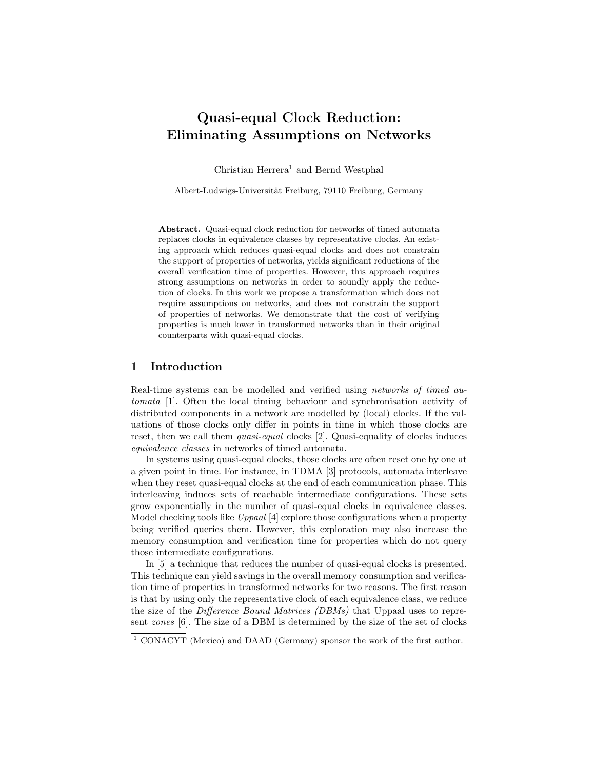# Quasi-equal Clock Reduction: Eliminating Assumptions on Networks

Christian Herrera[1] and Bernd Westphal

Albert-Ludwigs-Universität Freiburg, 79110 Freiburg, Germany

**Abstract.** Quasi-equal clock reduction for networks of timed automata replaces clocks in equivalence classes by representative clocks. An existing approach which reduces quasi-equal clocks and does not constrain the support of properties of networks, yields significant reductions of the overall verification time of properties. However, this approach requires strong assumptions on networks in order to soundly apply the reduction of clocks. In this work we propose a transformation which does not require assumptions on networks, and does not constrain the support of properties of networks. We demonstrate that the cost of verifying properties is much lower in transformed networks than in their original counterparts with quasi-equal clocks.

## 1 Introduction

Real-time systems can be modelled and verified using *networks of timed automata* [1]. Often the local timing behaviour and synchronisation activity of distributed components in a network are modelled by (local) clocks. If the valuations of those clocks only differ in points in time in which those clocks are reset, then we call them *quasi-equal* clocks [2]. Quasi-equality of clocks induces *equivalence classes* in networks of timed automata.

In systems using quasi-equal clocks, those clocks are often reset one by one at a given point in time. For instance, in TDMA [3] protocols, automata interleave when they reset quasi-equal clocks at the end of each communication phase. This interleaving induces sets of reachable intermediate configurations. These sets grow exponentially in the number of quasi-equal clocks in equivalence classes. Model checking tools like *Uppaal* [4] explore those configurations when a property being verified queries them. However, this exploration may also increase the memory consumption and verification time for properties which do not query those intermediate configurations.

In [5] a technique that reduces the number of quasi-equal clocks is presented. This technique can yield savings in the overall memory consumption and verification time of properties in transformed networks for two reasons. The first reason is that by using only the representative clock of each equivalence class, we reduce the size of the *Difference Bound Matrices (DBMs)* that Uppaal uses to represent *zones* [6]. The size of a DBM is determined by the size of the set of clocks

[1] CONACYT (Mexico) and DAAD (Germany) sponsor the work of the first author.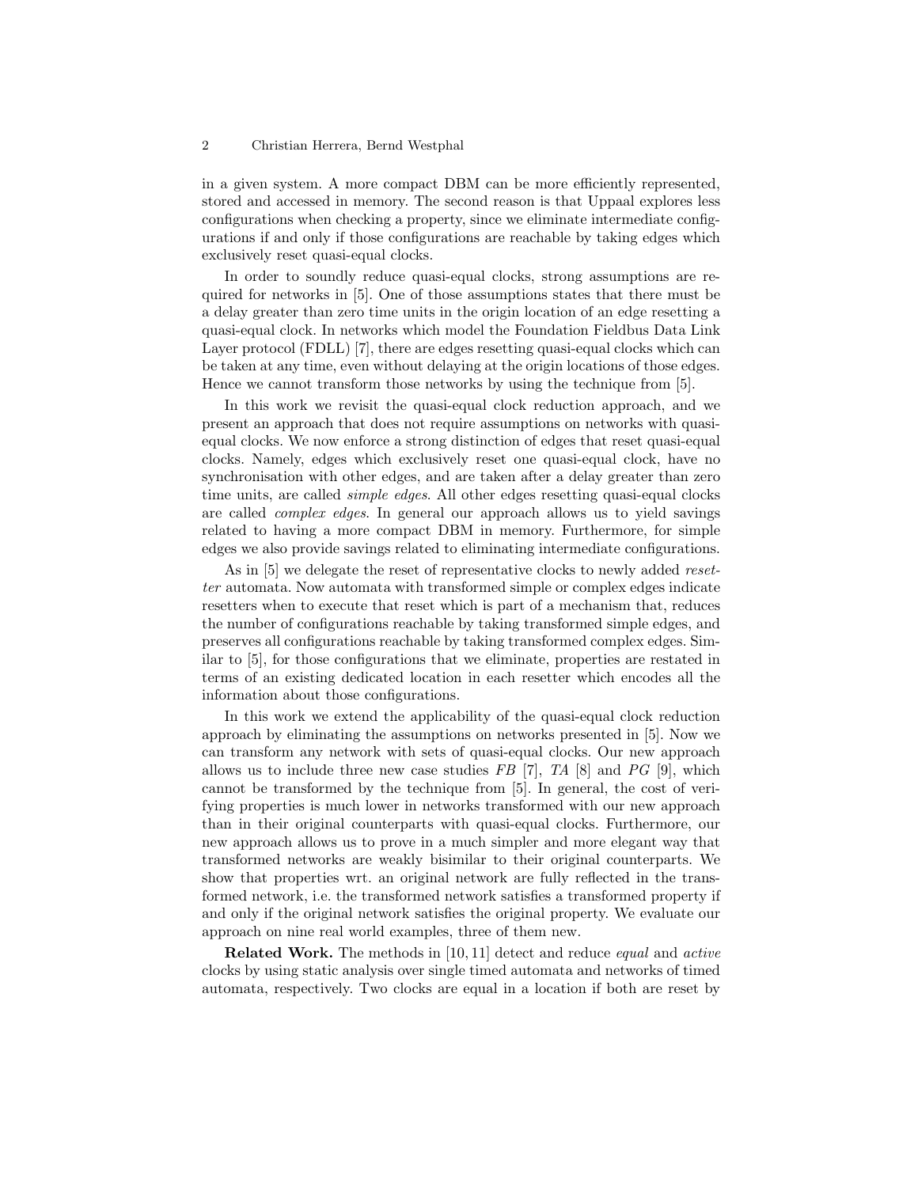in a given system. A more compact DBM can be more efficiently represented, stored and accessed in memory. The second reason is that Uppaal explores less configurations when checking a property, since we eliminate intermediate configurations if and only if those configurations are reachable by taking edges which exclusively reset quasi-equal clocks.

In order to soundly reduce quasi-equal clocks, strong assumptions are required for networks in [5]. One of those assumptions states that there must be a delay greater than zero time units in the origin location of an edge resetting a quasi-equal clock. In networks which model the Foundation Fieldbus Data Link Layer protocol (FDLL) [7], there are edges resetting quasi-equal clocks which can be taken at any time, even without delaying at the origin locations of those edges. Hence we cannot transform those networks by using the technique from [5].

In this work we revisit the quasi-equal clock reduction approach, and we present an approach that does not require assumptions on networks with quasi-equal clocks. We now enforce a strong distinction of edges that reset quasi-equal clocks. Namely, edges which exclusively reset one quasi-equal clock, have no synchronisation with other edges, and are taken after a delay greater than zero time units, are called *simple edges*. All other edges resetting quasi-equal clocks are called *complex edges*. In general our approach allows us to yield savings related to having a more compact DBM in memory. Furthermore, for simple edges we also provide savings related to eliminating intermediate configurations.

As in [5] we delegate the reset of representative clocks to newly added *resetter* automata. Now automata with transformed simple or complex edges indicate resetters when to execute that reset which is part of a mechanism that, reduces the number of configurations reachable by taking transformed simple edges, and preserves all configurations reachable by taking transformed complex edges. Similar to [5], for those configurations that we eliminate, properties are restated in terms of an existing dedicated location in each resetter which encodes all the information about those configurations.

In this work we extend the applicability of the quasi-equal clock reduction approach by eliminating the assumptions on networks presented in [5]. Now we can transform any network with sets of quasi-equal clocks. Our new approach allows us to include three new case studies *FB* [7], *TA* [8] and *PG* [9], which cannot be transformed by the technique from [5]. In general, the cost of verifying properties is much lower in networks transformed with our new approach than in their original counterparts with quasi-equal clocks. Furthermore, our new approach allows us to prove in a much simpler and more elegant way that transformed networks are weakly bisimilar to their original counterparts. We show that properties wrt. an original network are fully reflected in the transformed network, i.e. the transformed network satisfies a transformed property if and only if the original network satisfies the original property. We evaluate our approach on nine real world examples, three of them new.

**Related Work.** The methods in [10, 11] detect and reduce *equal* and *active* clocks by using static analysis over single timed automata and networks of timed automata, respectively. Two clocks are equal in a location if both are reset by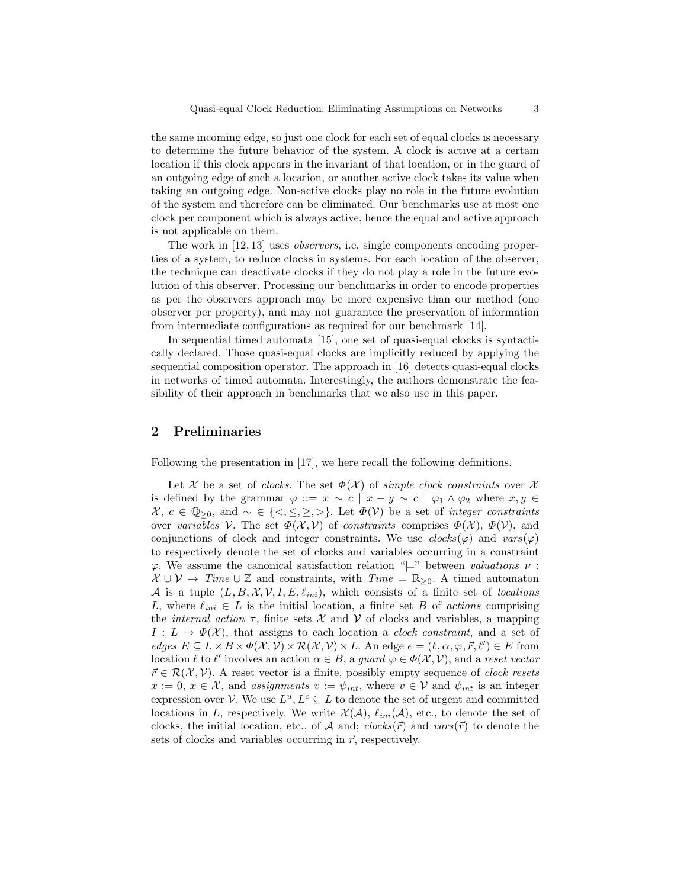the same incoming edge, so just one clock for each set of equal clocks is necessary to determine the future behavior of the system. A clock is active at a certain location if this clock appears in the invariant of that location, or in the guard of an outgoing edge of such a location, or another active clock takes its value when taking an outgoing edge. Non-active clocks play no role in the future evolution of the system and therefore can be eliminated. Our benchmarks use at most one clock per component which is always active, hence the equal and active approach is not applicable on them.

The work in [12, 13] uses *observers*, i.e. single components encoding properties of a system, to reduce clocks in systems. For each location of the observer, the technique can deactivate clocks if they do not play a role in the future evolution of this observer. Processing our benchmarks in order to encode properties as per the observers approach may be more expensive than our method (one observer per property), and may not guarantee the preservation of information from intermediate configurations as required for our benchmark [14].

In sequential timed automata [15], one set of quasi-equal clocks is syntactically declared. Those quasi-equal clocks are implicitly reduced by applying the sequential composition operator. The approach in [16] detects quasi-equal clocks in networks of timed automata. Interestingly, the authors demonstrate the feasibility of their approach in benchmarks that we also use in this paper.

## 2 Preliminaries

Following the presentation in [17], we here recall the following definitions.

Let $\mathcal{X}$ be a set of *clocks*. The set $\Phi(\mathcal{X})$ of *simple clock constraints* over $\mathcal{X}$ is defined by the grammar $\varphi ::= x \sim c \mid x - y \sim c \mid \varphi_1 \wedge \varphi_2$ where $x, y \in \mathcal{X}$, $c \in \mathbb{Q}_{\geq 0}$, and $\sim \in \{<, \leq, \geq, >\}$. Let $\Phi(\mathcal{V})$ be a set of *integer constraints* over *variables* $\mathcal{V}$. The set $\Phi(\mathcal{X}, \mathcal{V})$ of *constraints* comprises $\Phi(\mathcal{X})$, $\Phi(\mathcal{V})$, and conjunctions of clock and integer constraints. We use $clocks(\varphi)$ and $vars(\varphi)$ to respectively denote the set of clocks and variables occurring in a constraint $\varphi$. We assume the canonical satisfaction relation "$\models$" between *valuations* $\nu : \mathcal{X} \cup \mathcal{V} \to \mathit{Time} \cup \mathbb{Z}$ and constraints, with $\mathit{Time} = \mathbb{R}_{\geq 0}$. A timed automaton $\mathcal{A}$ is a tuple $(L, B, \mathcal{X}, \mathcal{V}, I, E, \ell_{ini})$, which consists of a finite set of *locations* $L$, where $\ell_{ini} \in L$ is the initial location, a finite set $B$ of *actions* comprising the *internal action* $\tau$, finite sets $\mathcal{X}$ and $\mathcal{V}$ of clocks and variables, a mapping $I : L \to \Phi(\mathcal{X})$, that assigns to each location a *clock constraint*, and a set of *edges* $E \subseteq L \times B \times \Phi(\mathcal{X}, \mathcal{V}) \times \mathcal{R}(\mathcal{X}, \mathcal{V}) \times L$. An edge $e = (\ell, \alpha, \varphi, \vec{r}, \ell') \in E$ from location $\ell$ to $\ell'$ involves an action $\alpha \in B$, a *guard* $\varphi \in \Phi(\mathcal{X}, \mathcal{V})$, and a *reset vector* $\vec{r} \in \mathcal{R}(\mathcal{X}, \mathcal{V})$. A reset vector is a finite, possibly empty sequence of *clock resets* $x := 0$, $x \in \mathcal{X}$, and *assignments* $v := \psi_{int}$, where $v \in \mathcal{V}$ and $\psi_{int}$ is an integer expression over $\mathcal{V}$. We use $L^u, L^c \subseteq L$ to denote the set of urgent and committed locations in $L$, respectively. We write $\mathcal{X}(\mathcal{A})$, $\ell_{ini}(\mathcal{A})$, etc., to denote the set of clocks, the initial location, etc., of $\mathcal{A}$ and; $clocks(\vec{r})$ and $vars(\vec{r})$ to denote the sets of clocks and variables occurring in $\vec{r}$, respectively.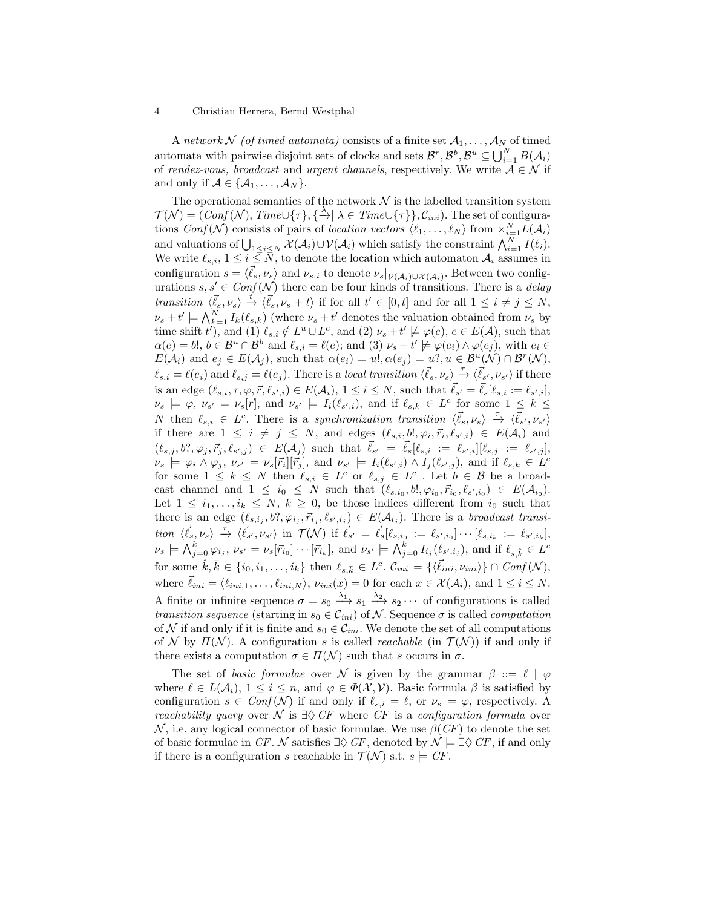A *network* $\mathcal{N}$ *(of timed automata)* consists of a finite set $\mathcal{A}_1, \ldots, \mathcal{A}_N$ of timed automata with pairwise disjoint sets of clocks and sets $\mathcal{B}^r, \mathcal{B}^b, \mathcal{B}^u \subseteq \bigcup_{i=1}^{N} B(\mathcal{A}_i)$ of *rendez-vous, broadcast* and *urgent channels*, respectively. We write $\mathcal{A} \in \mathcal{N}$ if and only if $\mathcal{A} \in \{\mathcal{A}_1, \ldots, \mathcal{A}_N\}$.

The operational semantics of the network $\mathcal{N}$ is the labelled transition system $\mathcal{T}(\mathcal{N}) = (\mathit{Conf}(\mathcal{N}), \mathit{Time} \cup \{\tau\}, \{\xrightarrow{\lambda} \mid \lambda \in \mathit{Time} \cup \{\tau\}\}, \mathcal{C}_{ini})$. The set of configurations $\mathit{Conf}(\mathcal{N})$ consists of pairs of *location vectors* $\langle \ell_1, \ldots, \ell_N \rangle$ from $\times_{i=1}^{N} L(\mathcal{A}_i)$ and valuations of $\bigcup_{1 \leq i \leq N} \mathcal{X}(\mathcal{A}_i) \cup \mathcal{V}(\mathcal{A}_i)$ which satisfy the constraint $\bigwedge_{i=1}^{N} I(\ell_i)$. We write $\ell_{s,i}$, $1 \leq i \leq N$, to denote the location which automaton $\mathcal{A}_i$ assumes in configuration $s = \langle \vec{\ell}_s, \nu_s \rangle$ and $\nu_{s,i}$ to denote $\nu_s|_{\mathcal{V}(\mathcal{A}_i) \cup \mathcal{X}(\mathcal{A}_i)}$. Between two configurations $s, s' \in \mathit{Conf}(\mathcal{N})$ there can be four kinds of transitions. There is a *delay transition* $\langle \vec{\ell}_s, \nu_s \rangle \xrightarrow{t} \langle \vec{\ell}_s, \nu_s + t \rangle$ if for all $t' \in [0, t]$ and for all $1 \leq i \neq j \leq N$, $\nu_s + t' \models \bigwedge_{k=1}^{N} I_k(\ell_{s,k})$ (where $\nu_s + t'$ denotes the valuation obtained from $\nu_s$ by time shift $t'$), and (1) $\ell_{s,i} \notin L^u \cup L^c$, and (2) $\nu_s + t' \not\models \varphi(e)$, $e \in E(\mathcal{A})$, such that $\alpha(e) = b!$, $b \in \mathcal{B}^u \cap \mathcal{B}^b$ and $\ell_{s,i} = \ell(e)$; and (3) $\nu_s + t' \not\models \varphi(e_i) \wedge \varphi(e_j)$, with $e_i \in E(\mathcal{A}_i)$ and $e_j \in E(\mathcal{A}_j)$, such that $\alpha(e_i) = u!, \alpha(e_j) = u?, u \in \mathcal{B}^u(\mathcal{N}) \cap \mathcal{B}^r(\mathcal{N})$, $\ell_{s,i} = \ell(e_i)$ and $\ell_{s,j} = \ell(e_j)$. There is a *local transition* $\langle \vec{\ell}_s, \nu_s \rangle \xrightarrow{\tau} \langle \vec{\ell}_{s'}, \nu_{s'} \rangle$ if there is an edge $(\ell_{s,i}, \tau, \varphi, \vec{r}, \ell_{s',i}) \in E(\mathcal{A}_i)$, $1 \leq i \leq N$, such that $\vec{\ell}_{s'} = \vec{\ell}_s[\ell_{s,i} := \ell_{s',i}]$, $\nu_s \models \varphi$, $\nu_{s'} = \nu_s[\vec{r}]$, and $\nu_{s'} \models I_i(\ell_{s',i})$, and if $\ell_{s,k} \in L^c$ for some $1 \leq k \leq N$ then $\ell_{s,i} \in L^c$. There is a *synchronization transition* $\langle \vec{\ell}_s, \nu_s \rangle \xrightarrow{\tau} \langle \vec{\ell}_{s'}, \nu_{s'} \rangle$ if there are $1 \leq i \neq j \leq N$, and edges $(\ell_{s,i}, b!, \varphi_i, \vec{r}_i, \ell_{s',i}) \in E(\mathcal{A}_i)$ and $(\ell_{s,j}, b?, \varphi_j, \vec{r}_j, \ell_{s',j}) \in E(\mathcal{A}_j)$ such that $\vec{\ell}_{s'} = \vec{\ell}_s[\ell_{s,i} := \ell_{s',i}][\ell_{s,j} := \ell_{s',j}]$, $\nu_s \models \varphi_i \wedge \varphi_j$, $\nu_{s'} = \nu_s[\vec{r}_i][\vec{r}_j]$, and $\nu_{s'} \models I_i(\ell_{s',i}) \wedge I_j(\ell_{s',j})$, and if $\ell_{s,k} \in L^c$ for some $1 \leq k \leq N$ then $\ell_{s,i} \in L^c$ or $\ell_{s,j} \in L^c$ . Let $b \in \mathcal{B}$ be a broadcast channel and $1 \leq i_0 \leq N$ such that $(\ell_{s,i_0}, b!, \varphi_{i_0}, \vec{r}_{i_0}, \ell_{s',i_0}) \in E(\mathcal{A}_{i_0})$. Let $1 \leq i_1, \ldots, i_k \leq N$, $k \geq 0$, be those indices different from $i_0$ such that there is an edge $(\ell_{s,i_j}, b?, \varphi_{i_j}, \vec{r}_{i_j}, \ell_{s',i_j}) \in E(\mathcal{A}_{i_j})$. There is a *broadcast transition* $\langle \vec{\ell}_s, \nu_s \rangle \xrightarrow{\tau} \langle \vec{\ell}_{s'}, \nu_{s'} \rangle$ in $\mathcal{T}(\mathcal{N})$ if $\vec{\ell}_{s'} = \vec{\ell}_s[\ell_{s,i_0} := \ell_{s',i_0}] \cdots [\ell_{s,i_k} := \ell_{s',i_k}]$, $\nu_s \models \bigwedge_{j=0}^{k} \varphi_{i_j}$, $\nu_{s'} = \nu_s[\vec{r}_{i_0}] \cdots [\vec{r}_{i_k}]$, and $\nu_{s'} \models \bigwedge_{j=0}^{k} I_{i_j}(\ell_{s',i_j})$, and if $\ell_{s,\hat{k}} \in L^c$ for some $\hat{k}, \bar{k} \in \{i_0, i_1, \ldots, i_k\}$ then $\ell_{s,\bar{k}} \in L^c$. $\mathcal{C}_{ini} = \{\langle \vec{\ell}_{ini}, \nu_{ini} \rangle\} \cap \mathit{Conf}(\mathcal{N})$, where $\vec{\ell}_{ini} = \langle \ell_{ini,1}, \ldots, \ell_{ini,N} \rangle$, $\nu_{ini}(x) = 0$ for each $x \in \mathcal{X}(\mathcal{A}_i)$, and $1 \leq i \leq N$. A finite or infinite sequence $\sigma = s_0 \xrightarrow{\lambda_1} s_1 \xrightarrow{\lambda_2} s_2 \cdots$ of configurations is called *transition sequence* (starting in $s_0 \in \mathcal{C}_{ini}$) of $\mathcal{N}$. Sequence $\sigma$ is called *computation* of $\mathcal{N}$ if and only if it is finite and $s_0 \in \mathcal{C}_{ini}$. We denote the set of all computations of $\mathcal{N}$ by $\Pi(\mathcal{N})$. A configuration $s$ is called *reachable* (in $\mathcal{T}(\mathcal{N})$) if and only if there exists a computation $\sigma \in \Pi(\mathcal{N})$ such that $s$ occurs in $\sigma$.

The set of *basic formulae* over $\mathcal{N}$ is given by the grammar $\beta ::= \ell \mid \varphi$ where $\ell \in L(\mathcal{A}_i)$, $1 \leq i \leq n$, and $\varphi \in \Phi(\mathcal{X}, \mathcal{V})$. Basic formula $\beta$ is satisfied by configuration $s \in \mathit{Conf}(\mathcal{N})$ if and only if $\ell_{s,i} = \ell$, or $\nu_s \models \varphi$, respectively. A *reachability query* over $\mathcal{N}$ is $\exists\Diamond\, CF$ where $CF$ is a *configuration formula* over $\mathcal{N}$, i.e. any logical connector of basic formulae. We use $\beta(CF)$ to denote the set of basic formulae in $CF$. $\mathcal{N}$ satisfies $\exists\Diamond\, CF$, denoted by $\mathcal{N} \models \exists\Diamond\, CF$, if and only if there is a configuration $s$ reachable in $\mathcal{T}(\mathcal{N})$ s.t. $s \models CF$.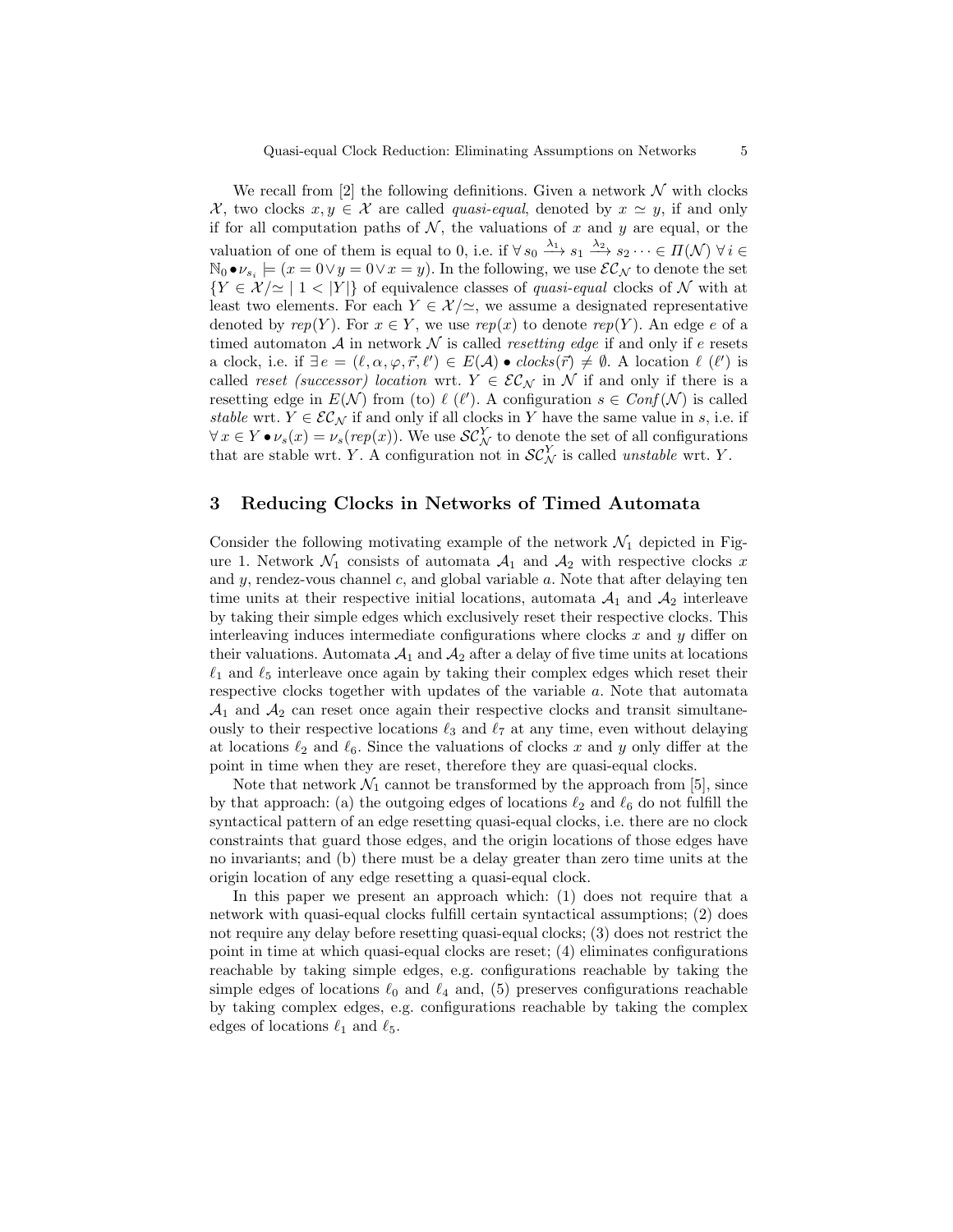We recall from [2] the following definitions. Given a network $\mathcal{N}$ with clocks $\mathcal{X}$, two clocks $x, y \in \mathcal{X}$ are called *quasi-equal*, denoted by $x \simeq y$, if and only if for all computation paths of $\mathcal{N}$, the valuations of $x$ and $y$ are equal, or the valuation of one of them is equal to 0, i.e. if $\forall\, s_0 \xrightarrow{\lambda_1} s_1 \xrightarrow{\lambda_2} s_2 \cdots \in \Pi(\mathcal{N})\ \forall\, i \in \mathbb{N}_0 \bullet \nu_{s_i} \models (x = 0 \vee y = 0 \vee x = y)$. In the following, we use $\mathcal{EC}_{\mathcal{N}}$ to denote the set $\{Y \in \mathcal{X}/\simeq \mid 1 < |Y|\}$ of equivalence classes of *quasi-equal* clocks of $\mathcal{N}$ with at least two elements. For each $Y \in \mathcal{X}/\simeq$, we assume a designated representative denoted by $rep(Y)$. For $x \in Y$, we use $rep(x)$ to denote $rep(Y)$. An edge $e$ of a timed automaton $\mathcal{A}$ in network $\mathcal{N}$ is called *resetting edge* if and only if $e$ resets a clock, i.e. if $\exists\, e = (\ell, \alpha, \varphi, \vec{r}, \ell') \in E(\mathcal{A}) \bullet clocks(\vec{r}) \neq \emptyset$. A location $\ell$ ($\ell'$) is called *reset (successor) location* wrt. $Y \in \mathcal{EC}_{\mathcal{N}}$ in $\mathcal{N}$ if and only if there is a resetting edge in $E(\mathcal{N})$ from (to) $\ell$ ($\ell'$). A configuration $s \in Conf(\mathcal{N})$ is called *stable* wrt. $Y \in \mathcal{EC}_{\mathcal{N}}$ if and only if all clocks in $Y$ have the same value in $s$, i.e. if $\forall\, x \in Y \bullet \nu_s(x) = \nu_s(rep(x))$. We use $\mathcal{SC}_{\mathcal{N}}^{Y}$ to denote the set of all configurations that are stable wrt. $Y$. A configuration not in $\mathcal{SC}_{\mathcal{N}}^{Y}$ is called *unstable* wrt. $Y$.

## 3 Reducing Clocks in Networks of Timed Automata

Consider the following motivating example of the network $\mathcal{N}_1$ depicted in Figure 1. Network $\mathcal{N}_1$ consists of automata $\mathcal{A}_1$ and $\mathcal{A}_2$ with respective clocks $x$ and $y$, rendez-vous channel $c$, and global variable $a$. Note that after delaying ten time units at their respective initial locations, automata $\mathcal{A}_1$ and $\mathcal{A}_2$ interleave by taking their simple edges which exclusively reset their respective clocks. This interleaving induces intermediate configurations where clocks $x$ and $y$ differ on their valuations. Automata $\mathcal{A}_1$ and $\mathcal{A}_2$ after a delay of five time units at locations $\ell_1$ and $\ell_5$ interleave once again by taking their complex edges which reset their respective clocks together with updates of the variable $a$. Note that automata $\mathcal{A}_1$ and $\mathcal{A}_2$ can reset once again their respective clocks and transit simultaneously to their respective locations $\ell_3$ and $\ell_7$ at any time, even without delaying at locations $\ell_2$ and $\ell_6$. Since the valuations of clocks $x$ and $y$ only differ at the point in time when they are reset, therefore they are quasi-equal clocks.

Note that network $\mathcal{N}_1$ cannot be transformed by the approach from [5], since by that approach: (a) the outgoing edges of locations $\ell_2$ and $\ell_6$ do not fulfill the syntactical pattern of an edge resetting quasi-equal clocks, i.e. there are no clock constraints that guard those edges, and the origin locations of those edges have no invariants; and (b) there must be a delay greater than zero time units at the origin location of any edge resetting a quasi-equal clock.

In this paper we present an approach which: (1) does not require that a network with quasi-equal clocks fulfill certain syntactical assumptions; (2) does not require any delay before resetting quasi-equal clocks; (3) does not restrict the point in time at which quasi-equal clocks are reset; (4) eliminates configurations reachable by taking simple edges, e.g. configurations reachable by taking the simple edges of locations $\ell_0$ and $\ell_4$ and, (5) preserves configurations reachable by taking complex edges, e.g. configurations reachable by taking the complex edges of locations $\ell_1$ and $\ell_5$.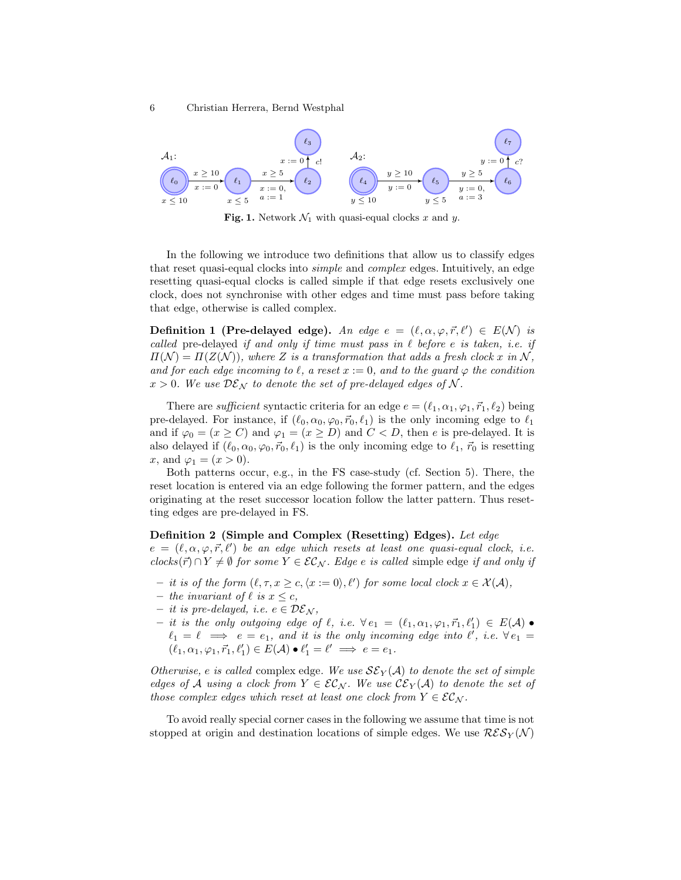**Fig. 1.** Network $\mathcal{N}_1$ with quasi-equal clocks $x$ and $y$.

In the following we introduce two definitions that allow us to classify edges that reset quasi-equal clocks into *simple* and *complex* edges. Intuitively, an edge resetting quasi-equal clocks is called simple if that edge resets exclusively one clock, does not synchronise with other edges and time must pass before taking that edge, otherwise is called complex.

**Definition 1 (Pre-delayed edge).** *An edge $e = (\ell, \alpha, \varphi, \vec{r}, \ell') \in E(\mathcal{N})$ is called* pre-delayed *if and only if time must pass in $\ell$ before $e$ is taken, i.e. if $\Pi(\mathcal{N}) = \Pi(Z(\mathcal{N}))$, where $Z$ is a transformation that adds a fresh clock $x$ in $\mathcal{N}$, and for each edge incoming to $\ell$, a reset $x := 0$, and to the guard $\varphi$ the condition $x > 0$. We use $\mathcal{DE}_\mathcal{N}$ to denote the set of pre-delayed edges of $\mathcal{N}$.*

There are *sufficient* syntactic criteria for an edge $e = (\ell_1, \alpha_1, \varphi_1, \vec{r}_1, \ell_2)$ being pre-delayed. For instance, if $(\ell_0, \alpha_0, \varphi_0, \vec{r}_0, \ell_1)$ is the only incoming edge to $\ell_1$ and if $\varphi_0 = (x \geq C)$ and $\varphi_1 = (x \geq D)$ and $C < D$, then $e$ is pre-delayed. It is also delayed if $(\ell_0, \alpha_0, \varphi_0, \vec{r}_0, \ell_1)$ is the only incoming edge to $\ell_1$, $\vec{r}_0$ is resetting $x$, and $\varphi_1 = (x > 0)$.

Both patterns occur, e.g., in the FS case-study (cf. Section 5). There, the reset location is entered via an edge following the former pattern, and the edges originating at the reset successor location follow the latter pattern. Thus resetting edges are pre-delayed in FS.

**Definition 2 (Simple and Complex (Resetting) Edges).** *Let edge $e = (\ell, \alpha, \varphi, \vec{r}, \ell')$ be an edge which resets at least one quasi-equal clock, i.e. $clocks(\vec{r}) \cap Y \neq \emptyset$ for some $Y \in \mathcal{EC}_\mathcal{N}$. Edge $e$ is called* simple edge *if and only if*

- *it is of the form $(\ell, \tau, x \geq c, \langle x := 0 \rangle, \ell')$ for some local clock $x \in \mathcal{X}(\mathcal{A})$,*
- *the invariant of $\ell$ is $x \leq c$,*
- *it is pre-delayed, i.e. $e \in \mathcal{DE}_\mathcal{N}$,*
- *it is the only outgoing edge of $\ell$, i.e. $\forall\, e_1 = (\ell_1, \alpha_1, \varphi_1, \vec{r}_1, \ell_1') \in E(\mathcal{A}) \bullet \ell_1 = \ell \implies e = e_1$, and it is the only incoming edge into $\ell'$, i.e. $\forall\, e_1 = (\ell_1, \alpha_1, \varphi_1, \vec{r}_1, \ell_1') \in E(\mathcal{A}) \bullet \ell_1' = \ell' \implies e = e_1$.*

*Otherwise, $e$ is called* complex edge*. We use $\mathcal{SE}_Y(\mathcal{A})$ to denote the set of simple edges of $\mathcal{A}$ using a clock from $Y \in \mathcal{EC}_\mathcal{N}$. We use $\mathcal{CE}_Y(\mathcal{A})$ to denote the set of those complex edges which reset at least one clock from $Y \in \mathcal{EC}_\mathcal{N}$.*

To avoid really special corner cases in the following we assume that time is not stopped at origin and destination locations of simple edges. We use $\mathcal{RES}_Y(\mathcal{N})$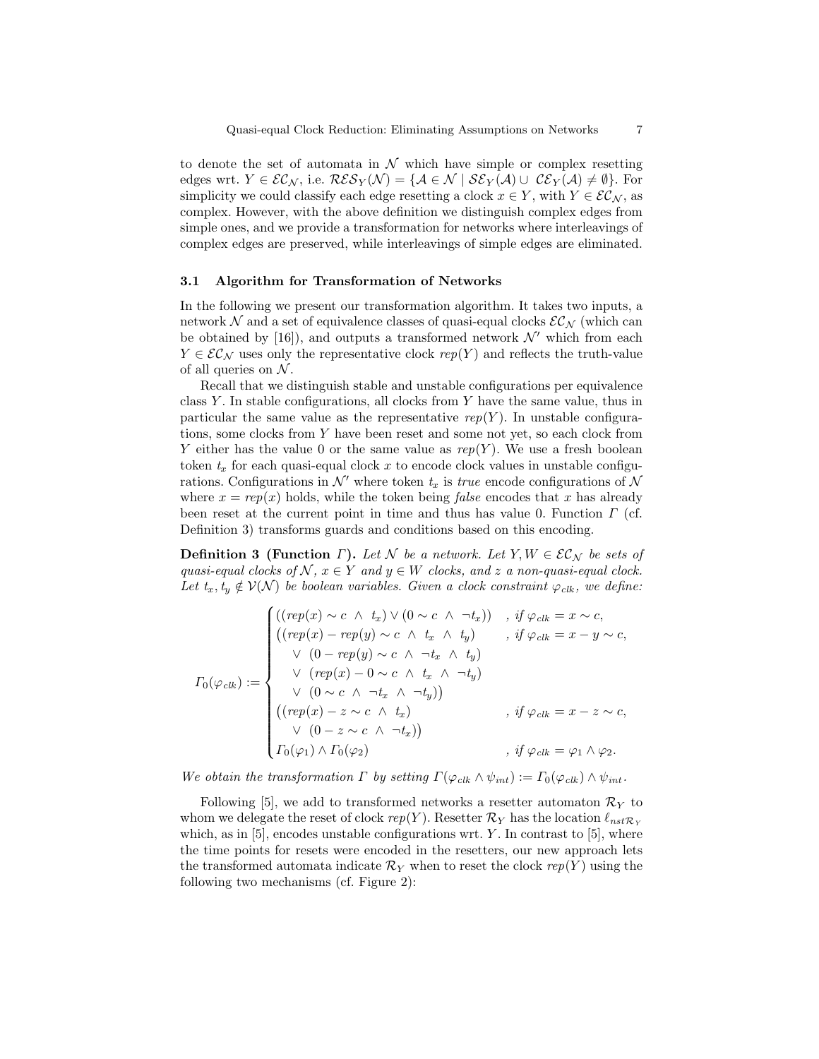to denote the set of automata in $\mathcal{N}$ which have simple or complex resetting edges wrt. $Y \in \mathcal{EC}_\mathcal{N}$, i.e. $\mathcal{RES}_Y(\mathcal{N}) = \{\mathcal{A} \in \mathcal{N} \mid \mathcal{SE}_Y(\mathcal{A}) \cup \mathcal{CE}_Y(\mathcal{A}) \neq \emptyset\}$. For simplicity we could classify each edge resetting a clock $x \in Y$, with $Y \in \mathcal{EC}_\mathcal{N}$, as complex. However, with the above definition we distinguish complex edges from simple ones, and we provide a transformation for networks where interleavings of complex edges are preserved, while interleavings of simple edges are eliminated.

### 3.1 Algorithm for Transformation of Networks

In the following we present our transformation algorithm. It takes two inputs, a network $\mathcal{N}$ and a set of equivalence classes of quasi-equal clocks $\mathcal{EC}_\mathcal{N}$ (which can be obtained by [16]), and outputs a transformed network $\mathcal{N}'$ which from each $Y \in \mathcal{EC}_\mathcal{N}$ uses only the representative clock $rep(Y)$ and reflects the truth-value of all queries on $\mathcal{N}$.

Recall that we distinguish stable and unstable configurations per equivalence class $Y$. In stable configurations, all clocks from $Y$ have the same value, thus in particular the same value as the representative $rep(Y)$. In unstable configurations, some clocks from $Y$ have been reset and some not yet, so each clock from $Y$ either has the value 0 or the same value as $rep(Y)$. We use a fresh boolean token $t_x$ for each quasi-equal clock $x$ to encode clock values in unstable configurations. Configurations in $\mathcal{N}'$ where token $t_x$ is *true* encode configurations of $\mathcal{N}$ where $x = rep(x)$ holds, while the token being *false* encodes that $x$ has already been reset at the current point in time and thus has value 0. Function $\Gamma$ (cf. Definition 3) transforms guards and conditions based on this encoding.

**Definition 3 (Function $\Gamma$).** *Let $\mathcal{N}$ be a network. Let $Y, W \in \mathcal{EC}_\mathcal{N}$ be sets of quasi-equal clocks of $\mathcal{N}$, $x \in Y$ and $y \in W$ clocks, and $z$ a non-quasi-equal clock. Let $t_x, t_y \notin \mathcal{V}(\mathcal{N})$ be boolean variables. Given a clock constraint $\varphi_{clk}$, we define:*

$$
\Gamma_0(\varphi_{clk}) := \begin{cases}
((rep(x) \sim c \ \wedge \ t_x) \vee (0 \sim c \ \wedge \ \neg t_x)) & , \text{if } \varphi_{clk} = x \sim c, \\
\big((rep(x) - rep(y) \sim c \ \wedge \ t_x \ \wedge \ t_y) & , \text{if } \varphi_{clk} = x - y \sim c, \\
\quad \vee \ (0 - rep(y) \sim c \ \wedge \ \neg t_x \ \wedge \ t_y) & \\
\quad \vee \ (rep(x) - 0 \sim c \ \wedge \ t_x \ \wedge \ \neg t_y) & \\
\quad \vee \ (0 \sim c \ \wedge \ \neg t_x \ \wedge \ \neg t_y)\big) & \\
\big((rep(x) - z \sim c \ \wedge \ t_x) & , \text{if } \varphi_{clk} = x - z \sim c, \\
\quad \vee \ (0 - z \sim c \ \wedge \ \neg t_x)\big) & \\
\Gamma_0(\varphi_1) \wedge \Gamma_0(\varphi_2) & , \text{if } \varphi_{clk} = \varphi_1 \wedge \varphi_2.
\end{cases}
$$

*We obtain the transformation $\Gamma$ by setting $\Gamma(\varphi_{clk} \wedge \psi_{int}) := \Gamma_0(\varphi_{clk}) \wedge \psi_{int}$.*

Following [5], we add to transformed networks a resetter automaton $\mathcal{R}_Y$ to whom we delegate the reset of clock $rep(Y)$. Resetter $\mathcal{R}_Y$ has the location $\ell_{nst\mathcal{R}_Y}$ which, as in [5], encodes unstable configurations wrt. $Y$. In contrast to [5], where the time points for resets were encoded in the resetters, our new approach lets the transformed automata indicate $\mathcal{R}_Y$ when to reset the clock $rep(Y)$ using the following two mechanisms (cf. Figure 2):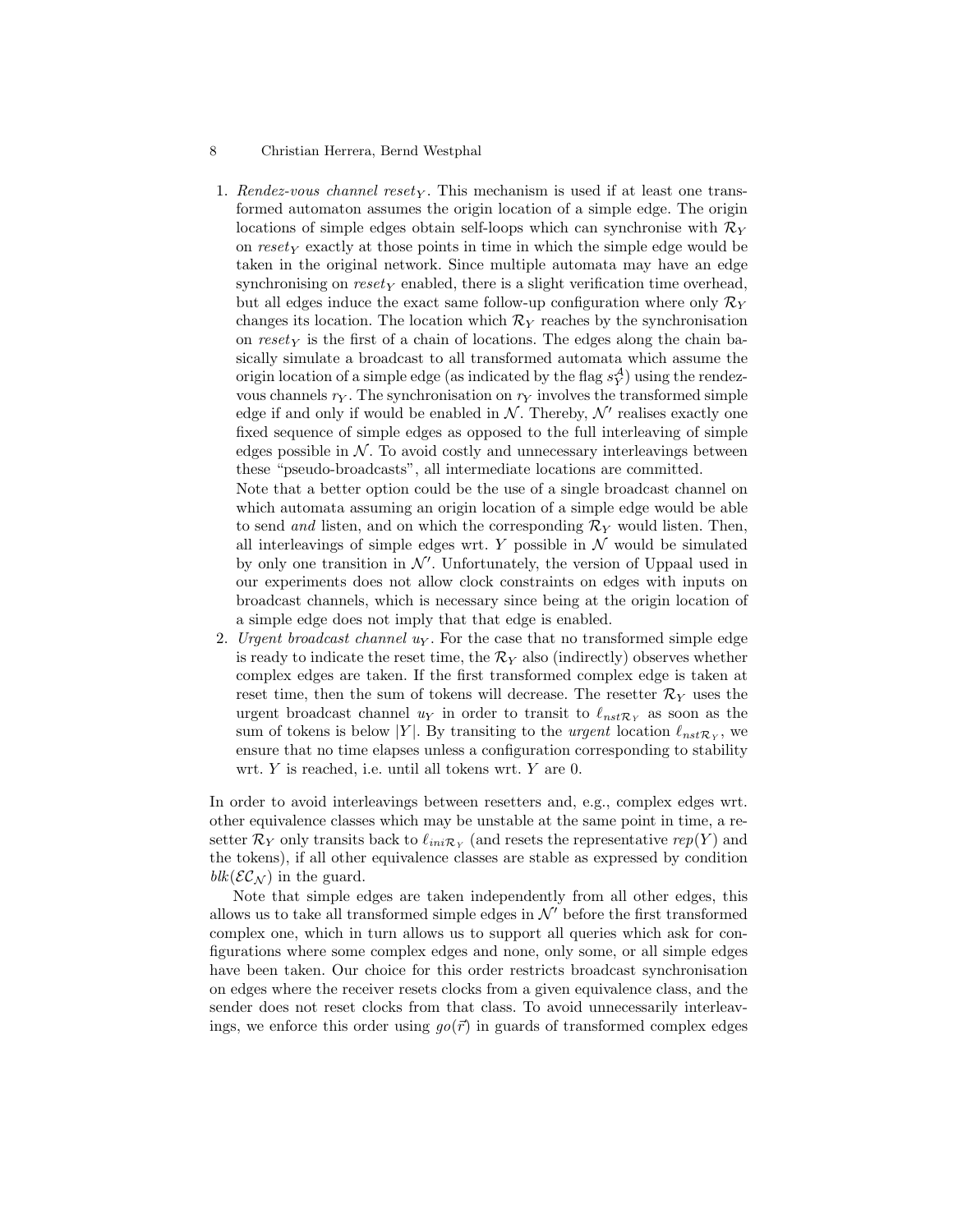1. *Rendez-vous channel* $reset_Y$. This mechanism is used if at least one transformed automaton assumes the origin location of a simple edge. The origin locations of simple edges obtain self-loops which can synchronise with $\mathcal{R}_Y$ on $reset_Y$ exactly at those points in time in which the simple edge would be taken in the original network. Since multiple automata may have an edge synchronising on $reset_Y$ enabled, there is a slight verification time overhead, but all edges induce the exact same follow-up configuration where only $\mathcal{R}_Y$ changes its location. The location which $\mathcal{R}_Y$ reaches by the synchronisation on $reset_Y$ is the first of a chain of locations. The edges along the chain basically simulate a broadcast to all transformed automata which assume the origin location of a simple edge (as indicated by the flag $s_Y^{\mathcal{A}}$) using the rendez-vous channels $r_Y$. The synchronisation on $r_Y$ involves the transformed simple edge if and only if would be enabled in $\mathcal{N}$. Thereby, $\mathcal{N}'$ realises exactly one fixed sequence of simple edges as opposed to the full interleaving of simple edges possible in $\mathcal{N}$. To avoid costly and unnecessary interleavings between these "pseudo-broadcasts", all intermediate locations are committed.
   Note that a better option could be the use of a single broadcast channel on which automata assuming an origin location of a simple edge would be able to send *and* listen, and on which the corresponding $\mathcal{R}_Y$ would listen. Then, all interleavings of simple edges wrt. $Y$ possible in $\mathcal{N}$ would be simulated by only one transition in $\mathcal{N}'$. Unfortunately, the version of Uppaal used in our experiments does not allow clock constraints on edges with inputs on broadcast channels, which is necessary since being at the origin location of a simple edge does not imply that that edge is enabled.
2. *Urgent broadcast channel* $u_Y$. For the case that no transformed simple edge is ready to indicate the reset time, the $\mathcal{R}_Y$ also (indirectly) observes whether complex edges are taken. If the first transformed complex edge is taken at reset time, then the sum of tokens will decrease. The resetter $\mathcal{R}_Y$ uses the urgent broadcast channel $u_Y$ in order to transit to $\ell_{nst\mathcal{R}_Y}$ as soon as the sum of tokens is below $|Y|$. By transiting to the *urgent* location $\ell_{nst\mathcal{R}_Y}$, we ensure that no time elapses unless a configuration corresponding to stability wrt. $Y$ is reached, i.e. until all tokens wrt. $Y$ are 0.

In order to avoid interleavings between resetters and, e.g., complex edges wrt. other equivalence classes which may be unstable at the same point in time, a resetter $\mathcal{R}_Y$ only transits back to $\ell_{ini\mathcal{R}_Y}$ (and resets the representative $rep(Y)$ and the tokens), if all other equivalence classes are stable as expressed by condition $blk(\mathcal{EC}_\mathcal{N})$ in the guard.

Note that simple edges are taken independently from all other edges, this allows us to take all transformed simple edges in $\mathcal{N}'$ before the first transformed complex one, which in turn allows us to support all queries which ask for configurations where some complex edges and none, only some, or all simple edges have been taken. Our choice for this order restricts broadcast synchronisation on edges where the receiver resets clocks from a given equivalence class, and the sender does not reset clocks from that class. To avoid unnecessarily interleavings, we enforce this order using $go(\vec{r})$ in guards of transformed complex edges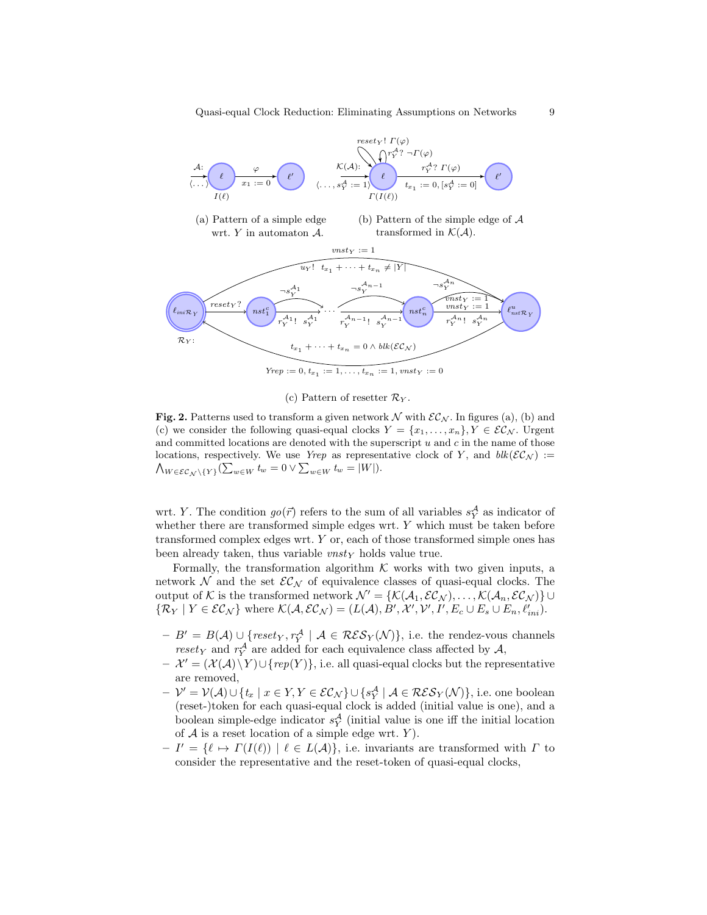(a) Pattern of a simple edge wrt. $Y$ in automaton $\mathcal{A}$.

(b) Pattern of the simple edge of $\mathcal{A}$ transformed in $\mathcal{K}(\mathcal{A})$.

(c) Pattern of resetter $\mathcal{R}_Y$.

**Fig. 2.** Patterns used to transform a given network $\mathcal{N}$ with $\mathcal{EC}_\mathcal{N}$. In figures (a), (b) and (c) we consider the following quasi-equal clocks $Y = \{x_1, \ldots, x_n\}, Y \in \mathcal{EC}_\mathcal{N}$. Urgent and committed locations are denoted with the superscript $u$ and $c$ in the name of those locations, respectively. We use *Yrep* as representative clock of $Y$, and $blk(\mathcal{EC}_\mathcal{N}) := \bigwedge_{W \in \mathcal{EC}_\mathcal{N} \setminus \{Y\}} (\sum_{w \in W} t_w = 0 \lor \sum_{w \in W} t_w = |W|)$.

wrt. $Y$. The condition $go(\vec{r})$ refers to the sum of all variables $s_Y^\mathcal{A}$ as indicator of whether there are transformed simple edges wrt. $Y$ which must be taken before transformed complex edges wrt. $Y$ or, each of those transformed simple ones has been already taken, thus variable $vnst_Y$ holds value true.

Formally, the transformation algorithm $\mathcal{K}$ works with two given inputs, a network $\mathcal{N}$ and the set $\mathcal{EC}_\mathcal{N}$ of equivalence classes of quasi-equal clocks. The output of $\mathcal{K}$ is the transformed network $\mathcal{N}' = \{\mathcal{K}(\mathcal{A}_1, \mathcal{EC}_\mathcal{N}), \ldots, \mathcal{K}(\mathcal{A}_n, \mathcal{EC}_\mathcal{N})\} \cup \{\mathcal{R}_Y \mid Y \in \mathcal{EC}_\mathcal{N}\}$ where $\mathcal{K}(\mathcal{A}, \mathcal{EC}_\mathcal{N}) = (L(\mathcal{A}), B', \mathcal{X}', \mathcal{V}', I', E_c \cup E_s \cup E_n, \ell'_{ini})$.

- $B' = B(\mathcal{A}) \cup \{reset_Y, r_Y^\mathcal{A} \mid \mathcal{A} \in \mathcal{RES}_Y(\mathcal{N})\}$, i.e. the rendez-vous channels $reset_Y$ and $r_Y^\mathcal{A}$ are added for each equivalence class affected by $\mathcal{A}$,
- $\mathcal{X}' = (\mathcal{X}(\mathcal{A}) \setminus Y) \cup \{rep(Y)\}$, i.e. all quasi-equal clocks but the representative are removed,
- $\mathcal{V}' = \mathcal{V}(\mathcal{A}) \cup \{t_x \mid x \in Y, Y \in \mathcal{EC}_\mathcal{N}\} \cup \{s_Y^\mathcal{A} \mid \mathcal{A} \in \mathcal{RES}_Y(\mathcal{N})\}$, i.e. one boolean (reset-)token for each quasi-equal clock is added (initial value is one), and a boolean simple-edge indicator $s_Y^\mathcal{A}$ (initial value is one iff the initial location of $\mathcal{A}$ is a reset location of a simple edge wrt. $Y$).
- $I' = \{\ell \mapsto \Gamma(I(\ell)) \mid \ell \in L(\mathcal{A})\}$, i.e. invariants are transformed with $\Gamma$ to consider the representative and the reset-token of quasi-equal clocks,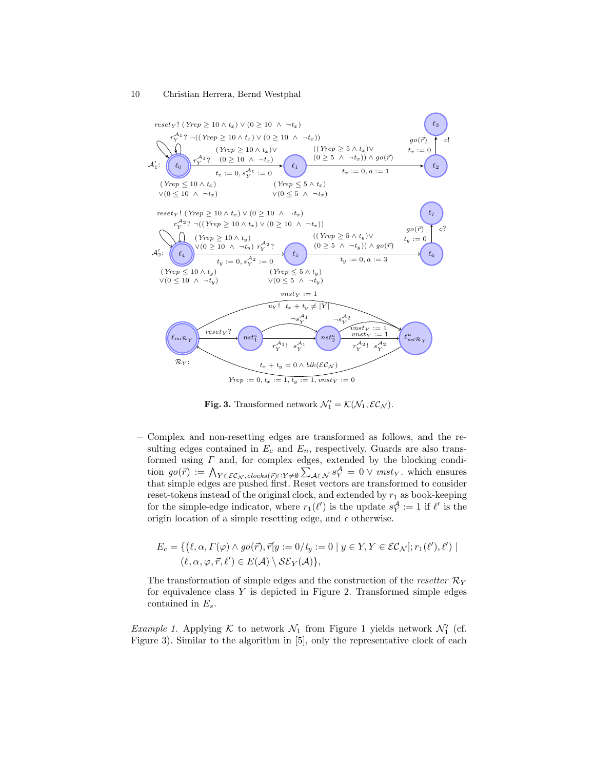**Fig. 3.** Transformed network $\mathcal{N}_1' = \mathcal{K}(\mathcal{N}_1, \mathcal{EC}_\mathcal{N})$.

– Complex and non-resetting edges are transformed as follows, and the resulting edges contained in $E_c$ and $E_n$, respectively. Guards are also transformed using $\Gamma$ and, for complex edges, extended by the blocking condition $go(\vec{r}) := \bigwedge_{Y \in \mathcal{EC}_\mathcal{N}, clocks(\vec{r}) \cap Y \neq \emptyset} \sum_{\mathcal{A} \in \mathcal{N}} s_Y^\mathcal{A} = 0 \vee vnst_Y$. which ensures that simple edges are pushed first. Reset vectors are transformed to consider reset-tokens instead of the original clock, and extended by $r_1$ as book-keeping for the simple-edge indicator, where $r_1(\ell')$ is the update $s_Y^\mathcal{A} := 1$ if $\ell'$ is the origin location of a simple resetting edge, and $\epsilon$ otherwise.

$$E_c = \{(\ell, \alpha, \Gamma(\varphi) \wedge go(\vec{r}), \vec{r}[y := 0/t_y := 0 \mid y \in Y, Y \in \mathcal{EC}_\mathcal{N}]; r_1(\ell'), \ell') \mid (\ell, \alpha, \varphi, \vec{r}, \ell') \in E(\mathcal{A}) \setminus \mathcal{SE}_Y(\mathcal{A})\},$$

The transformation of simple edges and the construction of the *resetter* $\mathcal{R}_Y$ for equivalence class $Y$ is depicted in Figure 2. Transformed simple edges contained in $E_s$.

*Example 1.* Applying $\mathcal{K}$ to network $\mathcal{N}_1$ from Figure 1 yields network $\mathcal{N}_1'$ (cf. Figure 3). Similar to the algorithm in [5], only the representative clock of each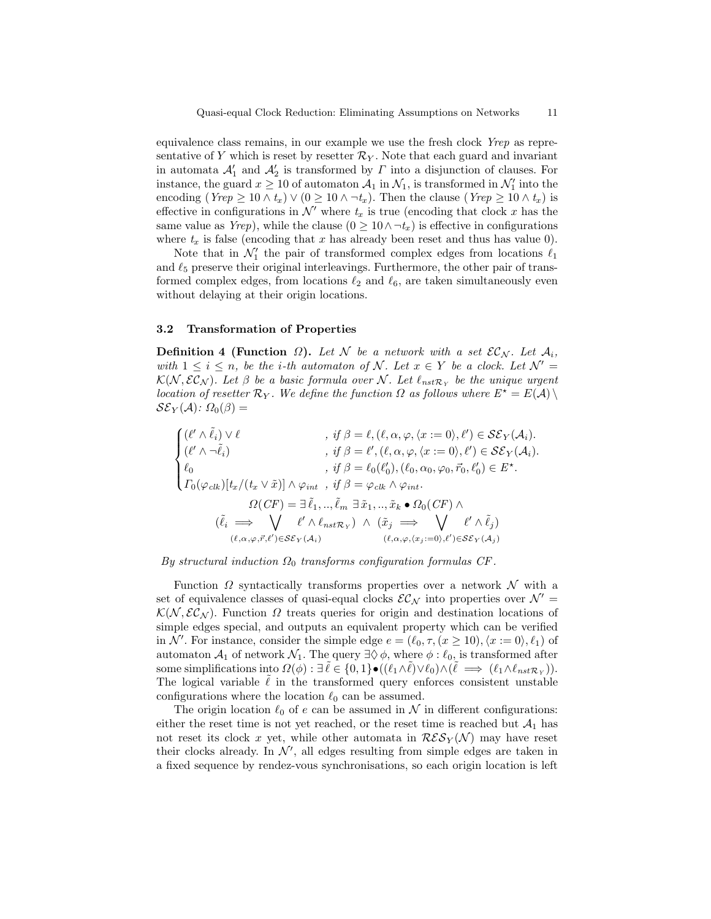equivalence class remains, in our example we use the fresh clock *Yrep* as representative of $Y$ which is reset by resetter $\mathcal{R}_Y$. Note that each guard and invariant in automata $\mathcal{A}'_1$ and $\mathcal{A}'_2$ is transformed by $\Gamma$ into a disjunction of clauses. For instance, the guard $x \geq 10$ of automaton $\mathcal{A}_1$ in $\mathcal{N}_1$, is transformed in $\mathcal{N}'_1$ into the encoding $(\mathit{Yrep} \geq 10 \wedge t_x) \vee (0 \geq 10 \wedge \neg t_x)$. Then the clause $(\mathit{Yrep} \geq 10 \wedge t_x)$ is effective in configurations in $\mathcal{N}'$ where $t_x$ is true (encoding that clock $x$ has the same value as *Yrep*), while the clause $(0 \geq 10 \wedge \neg t_x)$ is effective in configurations where $t_x$ is false (encoding that $x$ has already been reset and thus has value 0).

Note that in $\mathcal{N}'_1$ the pair of transformed complex edges from locations $\ell_1$ and $\ell_5$ preserve their original interleavings. Furthermore, the other pair of transformed complex edges, from locations $\ell_2$ and $\ell_6$, are taken simultaneously even without delaying at their origin locations.

### 3.2 Transformation of Properties

**Definition 4 (Function $\Omega$).** *Let $\mathcal{N}$ be a network with a set $\mathcal{EC}_\mathcal{N}$. Let $\mathcal{A}_i$, with $1 \leq i \leq n$, be the i-th automaton of $\mathcal{N}$. Let $x \in Y$ be a clock. Let $\mathcal{N}' = \mathcal{K}(\mathcal{N}, \mathcal{EC}_\mathcal{N})$. Let $\beta$ be a basic formula over $\mathcal{N}$. Let $\ell_{nst\mathcal{R}_Y}$ be the unique urgent location of resetter $\mathcal{R}_Y$. We define the function $\Omega$ as follows where $E^\star = E(\mathcal{A}) \setminus \mathcal{SE}_Y(\mathcal{A})$: $\Omega_0(\beta) =$*

$$
\begin{cases}
(\ell' \wedge \tilde{\ell}_i) \vee \ell & \text{, if } \beta = \ell, (\ell, \alpha, \varphi, \langle x := 0 \rangle, \ell') \in \mathcal{SE}_Y(\mathcal{A}_i). \\
(\ell' \wedge \neg\tilde{\ell}_i) & \text{, if } \beta = \ell', (\ell, \alpha, \varphi, \langle x := 0 \rangle, \ell') \in \mathcal{SE}_Y(\mathcal{A}_i). \\
\ell_0 & \text{, if } \beta = \ell_0(\ell'_0), (\ell_0, \alpha_0, \varphi_0, \vec{r}_0, \ell'_0) \in E^\star. \\
\Gamma_0(\varphi_{clk})[t_x/(t_x \vee \tilde{x})] \wedge \varphi_{int} & \text{, if } \beta = \varphi_{clk} \wedge \varphi_{int}.
\end{cases}
$$

$$
\Omega(CF) = \exists\, \tilde{\ell}_1, .., \tilde{\ell}_m \; \exists\, \tilde{x}_1, .., \tilde{x}_k \bullet \Omega_0(CF) \wedge
$$

$$
(\tilde{\ell}_i \implies \bigvee_{(\ell, \alpha, \varphi, \vec{r}, \ell') \in \mathcal{SE}_Y(\mathcal{A}_i)} \ell' \wedge \ell_{nst\mathcal{R}_Y}) \;\wedge\; (\tilde{x}_j \implies \bigvee_{(\ell, \alpha, \varphi, \langle x_j := 0 \rangle, \ell') \in \mathcal{SE}_Y(\mathcal{A}_j)} \ell' \wedge \tilde{\ell}_j)
$$

*By structural induction $\Omega_0$ transforms configuration formulas $CF$.*

Function $\Omega$ syntactically transforms properties over a network $\mathcal{N}$ with a set of equivalence classes of quasi-equal clocks $\mathcal{EC}_\mathcal{N}$ into properties over $\mathcal{N}' = \mathcal{K}(\mathcal{N}, \mathcal{EC}_\mathcal{N})$. Function $\Omega$ treats queries for origin and destination locations of simple edges special, and outputs an equivalent property which can be verified in $\mathcal{N}'$. For instance, consider the simple edge $e = (\ell_0, \tau, (x \geq 10), \langle x := 0 \rangle, \ell_1)$ of automaton $\mathcal{A}_1$ of network $\mathcal{N}_1$. The query $\exists\Diamond\, \phi$, where $\phi : \ell_0$, is transformed after some simplifications into $\Omega(\phi) : \exists\, \tilde{\ell} \in \{0,1\} \bullet ((\ell_1 \wedge \tilde{\ell}) \vee \ell_0) \wedge (\tilde{\ell} \implies (\ell_1 \wedge \ell_{nst\mathcal{R}_Y}))$. The logical variable $\tilde{\ell}$ in the transformed query enforces consistent unstable configurations where the location $\ell_0$ can be assumed.

The origin location $\ell_0$ of $e$ can be assumed in $\mathcal{N}$ in different configurations: either the reset time is not yet reached, or the reset time is reached but $\mathcal{A}_1$ has not reset its clock $x$ yet, while other automata in $\mathcal{RES}_Y(\mathcal{N})$ may have reset their clocks already. In $\mathcal{N}'$, all edges resulting from simple edges are taken in a fixed sequence by rendez-vous synchronisations, so each origin location is left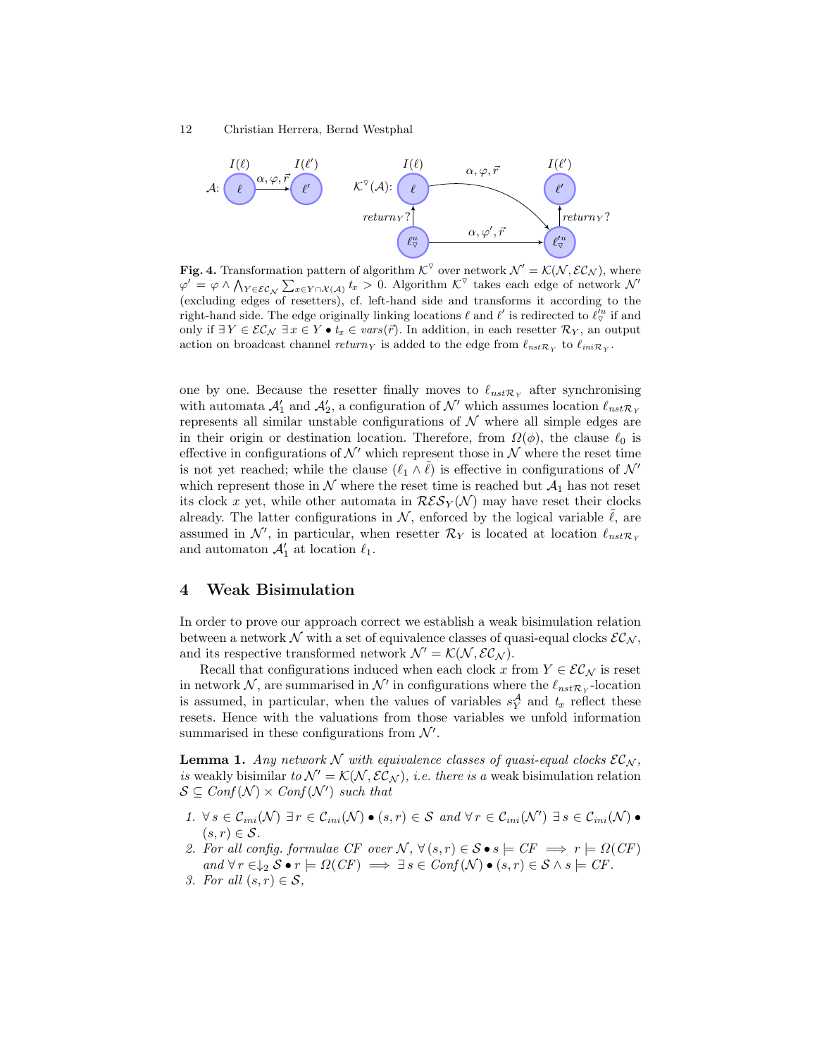**Fig. 4.** Transformation pattern of algorithm $\mathcal{K}^{\triangledown}$ over network $\mathcal{N}' = \mathcal{K}(\mathcal{N}, \mathcal{EC}_{\mathcal{N}})$, where $\varphi' = \varphi \wedge \bigwedge_{Y \in \mathcal{EC}_{\mathcal{N}}} \sum_{x \in Y \cap \mathcal{X}(\mathcal{A})} t_x > 0$. Algorithm $\mathcal{K}^{\triangledown}$ takes each edge of network $\mathcal{N}'$ (excluding edges of resetters), cf. left-hand side and transforms it according to the right-hand side. The edge originally linking locations $\ell$ and $\ell'$ is redirected to $\ell'^{u}_{\triangledown}$ if and only if $\exists\, Y \in \mathcal{EC}_{\mathcal{N}}\ \exists\, x \in Y \bullet t_x \in vars(\vec{r})$. In addition, in each resetter $\mathcal{R}_Y$, an output action on broadcast channel $return_Y$ is added to the edge from $\ell_{nst\mathcal{R}_Y}$ to $\ell_{ini\mathcal{R}_Y}$.

one by one. Because the resetter finally moves to $\ell_{nst\mathcal{R}_Y}$ after synchronising with automata $\mathcal{A}'_1$ and $\mathcal{A}'_2$, a configuration of $\mathcal{N}'$ which assumes location $\ell_{nst\mathcal{R}_Y}$ represents all similar unstable configurations of $\mathcal{N}$ where all simple edges are in their origin or destination location. Therefore, from $\Omega(\phi)$, the clause $\ell_0$ is effective in configurations of $\mathcal{N}'$ which represent those in $\mathcal{N}$ where the reset time is not yet reached; while the clause $(\ell_1 \wedge \tilde{\ell})$ is effective in configurations of $\mathcal{N}'$ which represent those in $\mathcal{N}$ where the reset time is reached but $\mathcal{A}_1$ has not reset its clock $x$ yet, while other automata in $\mathcal{RES}_Y(\mathcal{N})$ may have reset their clocks already. The latter configurations in $\mathcal{N}$, enforced by the logical variable $\tilde{\ell}$, are assumed in $\mathcal{N}'$, in particular, when resetter $\mathcal{R}_Y$ is located at location $\ell_{nst\mathcal{R}_Y}$ and automaton $\mathcal{A}'_1$ at location $\ell_1$.

## 4 Weak Bisimulation

In order to prove our approach correct we establish a weak bisimulation relation between a network $\mathcal{N}$ with a set of equivalence classes of quasi-equal clocks $\mathcal{EC}_{\mathcal{N}}$, and its respective transformed network $\mathcal{N}' = \mathcal{K}(\mathcal{N}, \mathcal{EC}_{\mathcal{N}})$.

Recall that configurations induced when each clock $x$ from $Y \in \mathcal{EC}_{\mathcal{N}}$ is reset in network $\mathcal{N}$, are summarised in $\mathcal{N}'$ in configurations where the $\ell_{nst\mathcal{R}_Y}$-location is assumed, in particular, when the values of variables $s^{\mathcal{A}}_Y$ and $t_x$ reflect these resets. Hence with the valuations from those variables we unfold information summarised in these configurations from $\mathcal{N}'$.

**Lemma 1.** *Any network $\mathcal{N}$ with equivalence classes of quasi-equal clocks $\mathcal{EC}_{\mathcal{N}}$, is* weakly bisimilar *to $\mathcal{N}' = \mathcal{K}(\mathcal{N}, \mathcal{EC}_{\mathcal{N}})$, i.e. there is a* weak bisimulation relation *$\mathcal{S} \subseteq Conf(\mathcal{N}) \times Conf(\mathcal{N}')$ such that*

1. *$\forall\, s \in \mathcal{C}_{ini}(\mathcal{N})\ \exists\, r \in \mathcal{C}_{ini}(\mathcal{N}) \bullet (s, r) \in \mathcal{S}$ and $\forall\, r \in \mathcal{C}_{ini}(\mathcal{N}')\ \exists\, s \in \mathcal{C}_{ini}(\mathcal{N}) \bullet (s, r) \in \mathcal{S}$.*
2. *For all config. formulae $CF$ over $\mathcal{N}$, $\forall\, (s, r) \in \mathcal{S} \bullet s \models CF \implies r \models \Omega(CF)$ and $\forall\, r \in \downarrow_2 \mathcal{S} \bullet r \models \Omega(CF) \implies \exists\, s \in Conf(\mathcal{N}) \bullet (s, r) \in \mathcal{S} \wedge s \models CF$.*
3. *For all $(s, r) \in \mathcal{S}$,*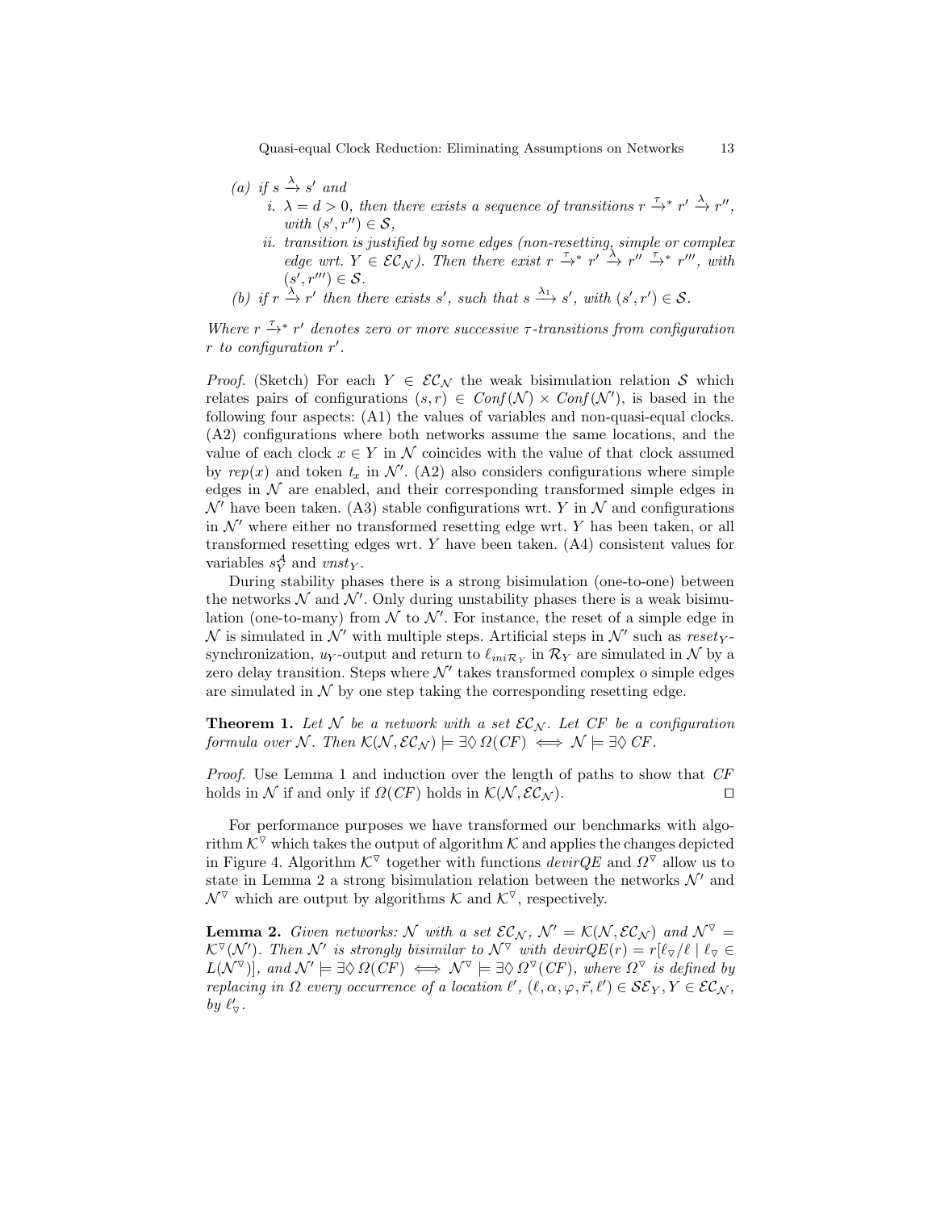(a) if $s \xrightarrow{\lambda} s'$ and

   i. $\lambda = d > 0$, then there exists a sequence of transitions $r \xrightarrow{\tau}{}^{*} r' \xrightarrow{\lambda} r''$, with $(s', r'') \in \mathcal{S}$,

   ii. transition is justified by some edges (non-resetting, simple or complex edge wrt. $Y \in \mathcal{EC}_{\mathcal{N}}$). Then there exist $r \xrightarrow{\tau}{}^{*} r' \xrightarrow{\lambda} r'' \xrightarrow{\tau}{}^{*} r'''$, with $(s', r''') \in \mathcal{S}$.

(b) if $r \xrightarrow{\lambda} r'$ then there exists $s'$, such that $s \xrightarrow{\lambda_1} s'$, with $(s', r') \in \mathcal{S}$.

*Where $r \xrightarrow{\tau}{}^{*} r'$ denotes zero or more successive $\tau$-transitions from configuration $r$ to configuration $r'$.*

*Proof.* (Sketch) For each $Y \in \mathcal{EC}_{\mathcal{N}}$ the weak bisimulation relation $\mathcal{S}$ which relates pairs of configurations $(s, r) \in \mathit{Conf}(\mathcal{N}) \times \mathit{Conf}(\mathcal{N}')$, is based in the following four aspects: (A1) the values of variables and non-quasi-equal clocks. (A2) configurations where both networks assume the same locations, and the value of each clock $x \in Y$ in $\mathcal{N}$ coincides with the value of that clock assumed by $rep(x)$ and token $t_x$ in $\mathcal{N}'$. (A2) also considers configurations where simple edges in $\mathcal{N}$ are enabled, and their corresponding transformed simple edges in $\mathcal{N}'$ have been taken. (A3) stable configurations wrt. $Y$ in $\mathcal{N}$ and configurations in $\mathcal{N}'$ where either no transformed resetting edge wrt. $Y$ has been taken, or all transformed resetting edges wrt. $Y$ have been taken. (A4) consistent values for variables $s_Y^{\mathcal{A}}$ and $\mathit{vnst}_Y$.

During stability phases there is a strong bisimulation (one-to-one) between the networks $\mathcal{N}$ and $\mathcal{N}'$. Only during unstability phases there is a weak bisimulation (one-to-many) from $\mathcal{N}$ to $\mathcal{N}'$. For instance, the reset of a simple edge in $\mathcal{N}$ is simulated in $\mathcal{N}'$ with multiple steps. Artificial steps in $\mathcal{N}'$ such as $\mathit{reset}_Y$-synchronization, $u_Y$-output and return to $\ell_{ini\mathcal{R}_Y}$ in $\mathcal{R}_Y$ are simulated in $\mathcal{N}$ by a zero delay transition. Steps where $\mathcal{N}'$ takes transformed complex o simple edges are simulated in $\mathcal{N}$ by one step taking the corresponding resetting edge.

**Theorem 1.** *Let $\mathcal{N}$ be a network with a set $\mathcal{EC}_{\mathcal{N}}$. Let $CF$ be a configuration formula over $\mathcal{N}$. Then $\mathcal{K}(\mathcal{N}, \mathcal{EC}_{\mathcal{N}}) \models \exists\Diamond\, \Omega(CF) \iff \mathcal{N} \models \exists\Diamond\, CF$.*

*Proof.* Use Lemma 1 and induction over the length of paths to show that $CF$ holds in $\mathcal{N}$ if and only if $\Omega(CF)$ holds in $\mathcal{K}(\mathcal{N}, \mathcal{EC}_{\mathcal{N}})$. ◻

For performance purposes we have transformed our benchmarks with algorithm $\mathcal{K}^{\triangledown}$ which takes the output of algorithm $\mathcal{K}$ and applies the changes depicted in Figure 4. Algorithm $\mathcal{K}^{\triangledown}$ together with functions $\mathit{devirQE}$ and $\Omega^{\triangledown}$ allow us to state in Lemma 2 a strong bisimulation relation between the networks $\mathcal{N}'$ and $\mathcal{N}^{\triangledown}$ which are output by algorithms $\mathcal{K}$ and $\mathcal{K}^{\triangledown}$, respectively.

**Lemma 2.** *Given networks: $\mathcal{N}$ with a set $\mathcal{EC}_{\mathcal{N}}$, $\mathcal{N}' = \mathcal{K}(\mathcal{N}, \mathcal{EC}_{\mathcal{N}})$ and $\mathcal{N}^{\triangledown} = \mathcal{K}^{\triangledown}(\mathcal{N}')$. Then $\mathcal{N}'$ is strongly bisimilar to $\mathcal{N}^{\triangledown}$ with $\mathit{devirQE}(r) = r[\ell_{\triangledown}/\ell \mid \ell_{\triangledown} \in L(\mathcal{N}^{\triangledown})]$, and $\mathcal{N}' \models \exists\Diamond\, \Omega(CF) \iff \mathcal{N}^{\triangledown} \models \exists\Diamond\, \Omega^{\triangledown}(CF)$, where $\Omega^{\triangledown}$ is defined by replacing in $\Omega$ every occurrence of a location $\ell'$, $(\ell, \alpha, \varphi, \vec{r}, \ell') \in \mathcal{SE}_Y, Y \in \mathcal{EC}_{\mathcal{N}}$, by $\ell'_{\triangledown}$.*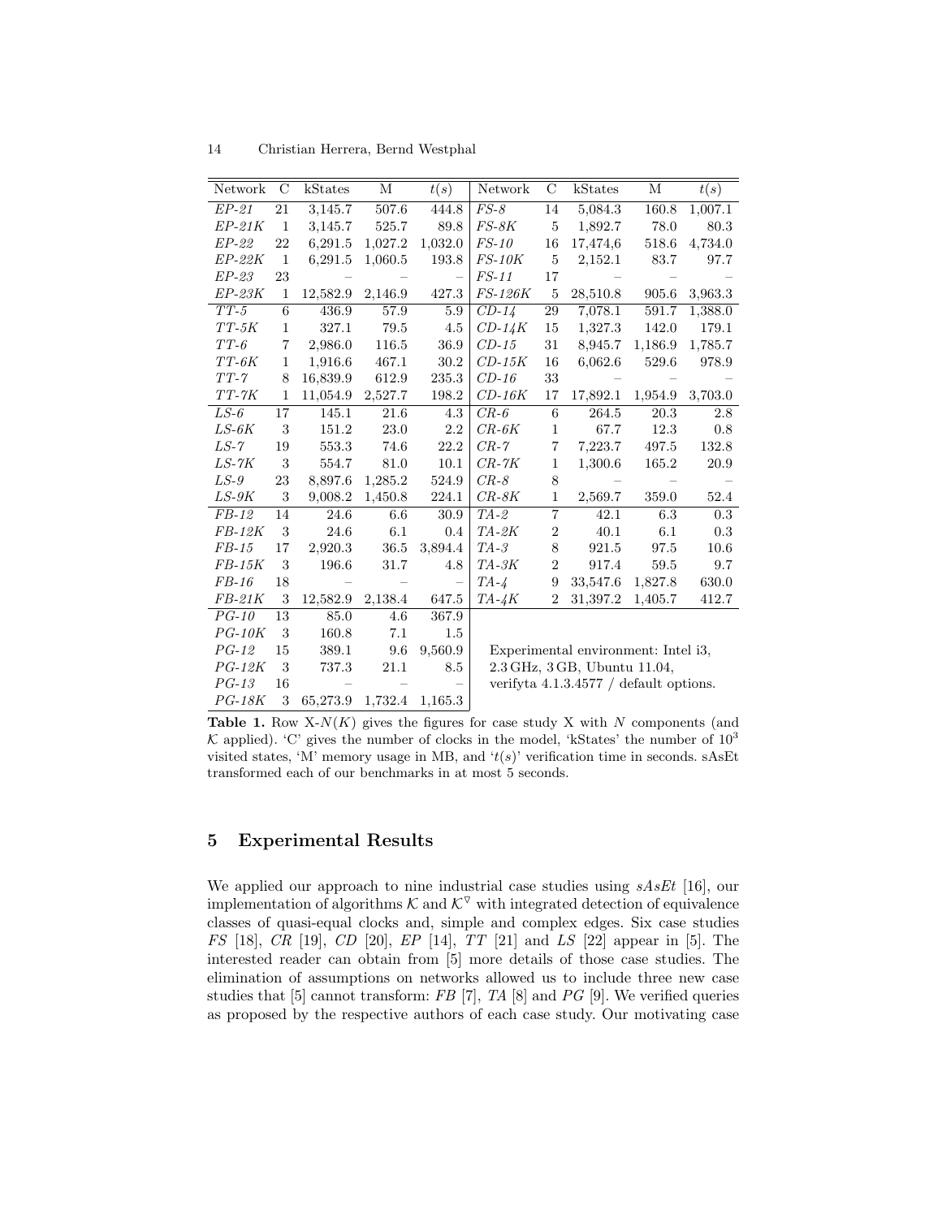| Network | C | kStates | M | $t(s)$ | Network | C | kStates | M | $t(s)$ |
|---|---|---|---|---|---|---|---|---|---|
| *EP-21* | 21 | 3,145.7 | 507.6 | 444.8 | *FS-8* | 14 | 5,084.3 | 160.8 | 1,007.1 |
| *EP-21K* | 1 | 3,145.7 | 525.7 | 89.8 | *FS-8K* | 5 | 1,892.7 | 78.0 | 80.3 |
| *EP-22* | 22 | 6,291.5 | 1,027.2 | 1,032.0 | *FS-10* | 16 | 17,474,6 | 518.6 | 4,734.0 |
| *EP-22K* | 1 | 6,291.5 | 1,060.5 | 193.8 | *FS-10K* | 5 | 2,152.1 | 83.7 | 97.7 |
| *EP-23* | 23 | – | – | – | *FS-11* | 17 | – | – | – |
| *EP-23K* | 1 | 12,582.9 | 2,146.9 | 427.3 | *FS-126K* | 5 | 28,510.8 | 905.6 | 3,963.3 |
| *TT-5* | 6 | 436.9 | 57.9 | 5.9 | *CD-14* | 29 | 7,078.1 | 591.7 | 1,388.0 |
| *TT-5K* | 1 | 327.1 | 79.5 | 4.5 | *CD-14K* | 15 | 1,327.3 | 142.0 | 179.1 |
| *TT-6* | 7 | 2,986.0 | 116.5 | 36.9 | *CD-15* | 31 | 8,945.7 | 1,186.9 | 1,785.7 |
| *TT-6K* | 1 | 1,916.6 | 467.1 | 30.2 | *CD-15K* | 16 | 6,062.6 | 529.6 | 978.9 |
| *TT-7* | 8 | 16,839.9 | 612.9 | 235.3 | *CD-16* | 33 | – | – | – |
| *TT-7K* | 1 | 11,054.9 | 2,527.7 | 198.2 | *CD-16K* | 17 | 17,892.1 | 1,954.9 | 3,703.0 |
| *LS-6* | 17 | 145.1 | 21.6 | 4.3 | *CR-6* | 6 | 264.5 | 20.3 | 2.8 |
| *LS-6K* | 3 | 151.2 | 23.0 | 2.2 | *CR-6K* | 1 | 67.7 | 12.3 | 0.8 |
| *LS-7* | 19 | 553.3 | 74.6 | 22.2 | *CR-7* | 7 | 7,223.7 | 497.5 | 132.8 |
| *LS-7K* | 3 | 554.7 | 81.0 | 10.1 | *CR-7K* | 1 | 1,300.6 | 165.2 | 20.9 |
| *LS-9* | 23 | 8,897.6 | 1,285.2 | 524.9 | *CR-8* | 8 | – | – | – |
| *LS-9K* | 3 | 9,008.2 | 1,450.8 | 224.1 | *CR-8K* | 1 | 2,569.7 | 359.0 | 52.4 |
| *FB-12* | 14 | 24.6 | 6.6 | 30.9 | *TA-2* | 7 | 42.1 | 6.3 | 0.3 |
| *FB-12K* | 3 | 24.6 | 6.1 | 0.4 | *TA-2K* | 2 | 40.1 | 6.1 | 0.3 |
| *FB-15* | 17 | 2,920.3 | 36.5 | 3,894.4 | *TA-3* | 8 | 921.5 | 97.5 | 10.6 |
| *FB-15K* | 3 | 196.6 | 31.7 | 4.8 | *TA-3K* | 2 | 917.4 | 59.5 | 9.7 |
| *FB-16* | 18 | – | – | – | *TA-4* | 9 | 33,547.6 | 1,827.8 | 630.0 |
| *FB-21K* | 3 | 12,582.9 | 2,138.4 | 647.5 | *TA-4K* | 2 | 31,397.2 | 1,405.7 | 412.7 |
| *PG-10* | 13 | 85.0 | 4.6 | 367.9 | | | | | |
| *PG-10K* | 3 | 160.8 | 7.1 | 1.5 | | | | | |
| *PG-12* | 15 | 389.1 | 9.6 | 9,560.9 | Experimental environment: Intel i3, | | | | |
| *PG-12K* | 3 | 737.3 | 21.1 | 8.5 | 2.3 GHz, 3 GB, Ubuntu 11.04, | | | | |
| *PG-13* | 16 | – | – | – | verifyta 4.1.3.4577 / default options. | | | | |
| *PG-18K* | 3 | 65,273.9 | 1,732.4 | 1,165.3 | | | | | |

**Table 1.** Row X-$N(K)$ gives the figures for case study X with $N$ components (and $\mathcal{K}$ applied). 'C' gives the number of clocks in the model, 'kStates' the number of $10^3$ visited states, 'M' memory usage in MB, and '$t(s)$' verification time in seconds. sAsEt transformed each of our benchmarks in at most 5 seconds.

## 5 Experimental Results

We applied our approach to nine industrial case studies using *sAsEt* [16], our implementation of algorithms $\mathcal{K}$ and $\mathcal{K}^\nabla$ with integrated detection of equivalence classes of quasi-equal clocks and, simple and complex edges. Six case studies *FS* [18], *CR* [19], *CD* [20], *EP* [14], *TT* [21] and *LS* [22] appear in [5]. The interested reader can obtain from [5] more details of those case studies. The elimination of assumptions on networks allowed us to include three new case studies that [5] cannot transform: *FB* [7], *TA* [8] and *PG* [9]. We verified queries as proposed by the respective authors of each case study. Our motivating case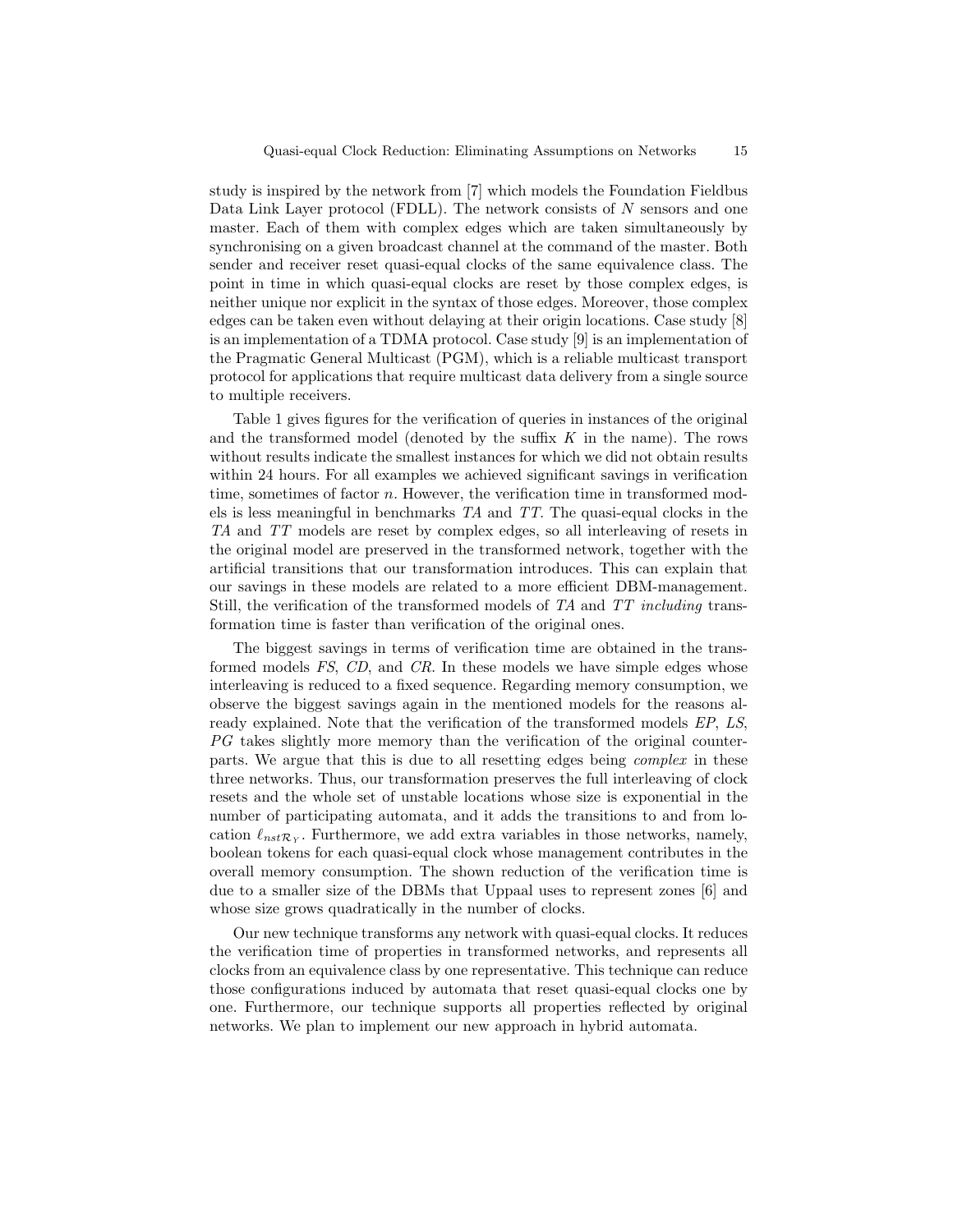study is inspired by the network from [7] which models the Foundation Fieldbus Data Link Layer protocol (FDLL). The network consists of $N$ sensors and one master. Each of them with complex edges which are taken simultaneously by synchronising on a given broadcast channel at the command of the master. Both sender and receiver reset quasi-equal clocks of the same equivalence class. The point in time in which quasi-equal clocks are reset by those complex edges, is neither unique nor explicit in the syntax of those edges. Moreover, those complex edges can be taken even without delaying at their origin locations. Case study [8] is an implementation of a TDMA protocol. Case study [9] is an implementation of the Pragmatic General Multicast (PGM), which is a reliable multicast transport protocol for applications that require multicast data delivery from a single source to multiple receivers.

Table 1 gives figures for the verification of queries in instances of the original and the transformed model (denoted by the suffix $K$ in the name). The rows without results indicate the smallest instances for which we did not obtain results within 24 hours. For all examples we achieved significant savings in verification time, sometimes of factor $n$. However, the verification time in transformed models is less meaningful in benchmarks *TA* and *TT*. The quasi-equal clocks in the *TA* and *TT* models are reset by complex edges, so all interleaving of resets in the original model are preserved in the transformed network, together with the artificial transitions that our transformation introduces. This can explain that our savings in these models are related to a more efficient DBM-management. Still, the verification of the transformed models of *TA* and *TT* *including* transformation time is faster than verification of the original ones.

The biggest savings in terms of verification time are obtained in the transformed models *FS*, *CD*, and *CR*. In these models we have simple edges whose interleaving is reduced to a fixed sequence. Regarding memory consumption, we observe the biggest savings again in the mentioned models for the reasons already explained. Note that the verification of the transformed models *EP*, *LS*, *PG* takes slightly more memory than the verification of the original counterparts. We argue that this is due to all resetting edges being *complex* in these three networks. Thus, our transformation preserves the full interleaving of clock resets and the whole set of unstable locations whose size is exponential in the number of participating automata, and it adds the transitions to and from location $\ell_{nst\mathcal{R}_Y}$. Furthermore, we add extra variables in those networks, namely, boolean tokens for each quasi-equal clock whose management contributes in the overall memory consumption. The shown reduction of the verification time is due to a smaller size of the DBMs that Uppaal uses to represent zones [6] and whose size grows quadratically in the number of clocks.

Our new technique transforms any network with quasi-equal clocks. It reduces the verification time of properties in transformed networks, and represents all clocks from an equivalence class by one representative. This technique can reduce those configurations induced by automata that reset quasi-equal clocks one by one. Furthermore, our technique supports all properties reflected by original networks. We plan to implement our new approach in hybrid automata.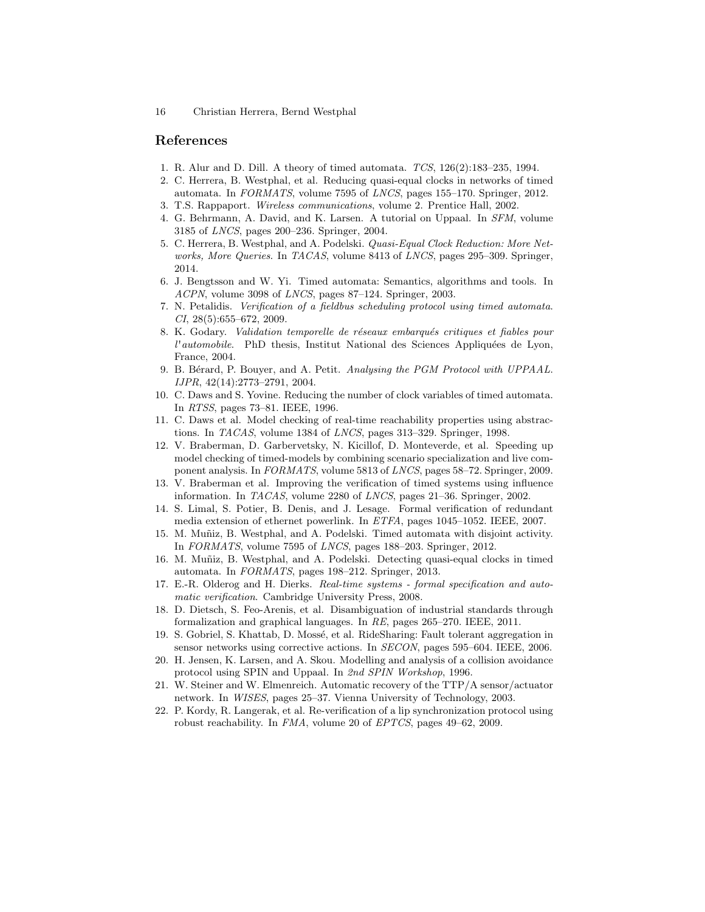## References

1. R. Alur and D. Dill. A theory of timed automata. *TCS*, 126(2):183–235, 1994.
2. C. Herrera, B. Westphal, et al. Reducing quasi-equal clocks in networks of timed automata. In *FORMATS*, volume 7595 of *LNCS*, pages 155–170. Springer, 2012.
3. T.S. Rappaport. *Wireless communications*, volume 2. Prentice Hall, 2002.
4. G. Behrmann, A. David, and K. Larsen. A tutorial on Uppaal. In *SFM*, volume 3185 of *LNCS*, pages 200–236. Springer, 2004.
5. C. Herrera, B. Westphal, and A. Podelski. *Quasi-Equal Clock Reduction: More Networks, More Queries*. In *TACAS*, volume 8413 of *LNCS*, pages 295–309. Springer, 2014.
6. J. Bengtsson and W. Yi. Timed automata: Semantics, algorithms and tools. In *ACPN*, volume 3098 of *LNCS*, pages 87–124. Springer, 2003.
7. N. Petalidis. *Verification of a fieldbus scheduling protocol using timed automata*. *CI*, 28(5):655–672, 2009.
8. K. Godary. *Validation temporelle de réseaux embarqués critiques et fiables pour l'automobile*. PhD thesis, Institut National des Sciences Appliquées de Lyon, France, 2004.
9. B. Bérard, P. Bouyer, and A. Petit. *Analysing the PGM Protocol with UPPAAL*. *IJPR*, 42(14):2773–2791, 2004.
10. C. Daws and S. Yovine. Reducing the number of clock variables of timed automata. In *RTSS*, pages 73–81. IEEE, 1996.
11. C. Daws et al. Model checking of real-time reachability properties using abstractions. In *TACAS*, volume 1384 of *LNCS*, pages 313–329. Springer, 1998.
12. V. Braberman, D. Garbervetsky, N. Kicillof, D. Monteverde, et al. Speeding up model checking of timed-models by combining scenario specialization and live component analysis. In *FORMATS*, volume 5813 of *LNCS*, pages 58–72. Springer, 2009.
13. V. Braberman et al. Improving the verification of timed systems using influence information. In *TACAS*, volume 2280 of *LNCS*, pages 21–36. Springer, 2002.
14. S. Limal, S. Potier, B. Denis, and J. Lesage. Formal verification of redundant media extension of ethernet powerlink. In *ETFA*, pages 1045–1052. IEEE, 2007.
15. M. Muñiz, B. Westphal, and A. Podelski. Timed automata with disjoint activity. In *FORMATS*, volume 7595 of *LNCS*, pages 188–203. Springer, 2012.
16. M. Muñiz, B. Westphal, and A. Podelski. Detecting quasi-equal clocks in timed automata. In *FORMATS*, pages 198–212. Springer, 2013.
17. E.-R. Olderog and H. Dierks. *Real-time systems - formal specification and automatic verification*. Cambridge University Press, 2008.
18. D. Dietsch, S. Feo-Arenis, et al. Disambiguation of industrial standards through formalization and graphical languages. In *RE*, pages 265–270. IEEE, 2011.
19. S. Gobriel, S. Khattab, D. Mossé, et al. RideSharing: Fault tolerant aggregation in sensor networks using corrective actions. In *SECON*, pages 595–604. IEEE, 2006.
20. H. Jensen, K. Larsen, and A. Skou. Modelling and analysis of a collision avoidance protocol using SPIN and Uppaal. In *2nd SPIN Workshop*, 1996.
21. W. Steiner and W. Elmenreich. Automatic recovery of the TTP/A sensor/actuator network. In *WISES*, pages 25–37. Vienna University of Technology, 2003.
22. P. Kordy, R. Langerak, et al. Re-verification of a lip synchronization protocol using robust reachability. In *FMA*, volume 20 of *EPTCS*, pages 49–62, 2009.